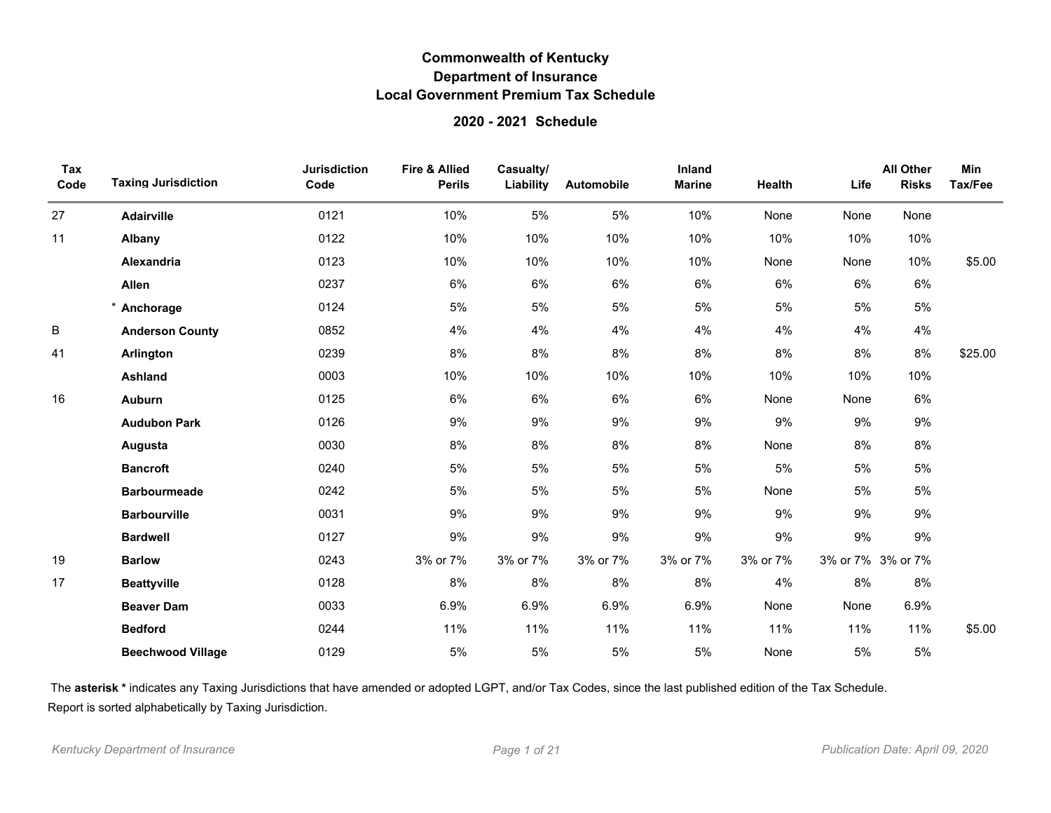# Commonwealth of Kentucky
## Department of Insurance
## Local Government Premium Tax Schedule
### 2020 - 2021 Schedule

| Tax Code | Taxing Jurisdiction | Jurisdiction Code | Fire & Allied Perils | Casualty/ Liability | Automobile | Inland Marine | Health | Life | All Other Risks | Min Tax/Fee |
|---|---|---|---|---|---|---|---|---|---|---|
| 27 | **Adairville** | 0121 | 10% | 5% | 5% | 10% | None | None | None | |
| 11 | **Albany** | 0122 | 10% | 10% | 10% | 10% | 10% | 10% | 10% | |
| | **Alexandria** | 0123 | 10% | 10% | 10% | 10% | None | None | 10% | $5.00 |
| | **Allen** | 0237 | 6% | 6% | 6% | 6% | 6% | 6% | 6% | |
| | * **Anchorage** | 0124 | 5% | 5% | 5% | 5% | 5% | 5% | 5% | |
| B | **Anderson County** | 0852 | 4% | 4% | 4% | 4% | 4% | 4% | 4% | |
| 41 | **Arlington** | 0239 | 8% | 8% | 8% | 8% | 8% | 8% | 8% | $25.00 |
| | **Ashland** | 0003 | 10% | 10% | 10% | 10% | 10% | 10% | 10% | |
| 16 | **Auburn** | 0125 | 6% | 6% | 6% | 6% | None | None | 6% | |
| | **Audubon Park** | 0126 | 9% | 9% | 9% | 9% | 9% | 9% | 9% | |
| | **Augusta** | 0030 | 8% | 8% | 8% | 8% | None | 8% | 8% | |
| | **Bancroft** | 0240 | 5% | 5% | 5% | 5% | 5% | 5% | 5% | |
| | **Barbourmeade** | 0242 | 5% | 5% | 5% | 5% | None | 5% | 5% | |
| | **Barbourville** | 0031 | 9% | 9% | 9% | 9% | 9% | 9% | 9% | |
| | **Bardwell** | 0127 | 9% | 9% | 9% | 9% | 9% | 9% | 9% | |
| 19 | **Barlow** | 0243 | 3% or 7% | 3% or 7% | 3% or 7% | 3% or 7% | 3% or 7% | 3% or 7% | 3% or 7% | |
| 17 | **Beattyville** | 0128 | 8% | 8% | 8% | 8% | 4% | 8% | 8% | |
| | **Beaver Dam** | 0033 | 6.9% | 6.9% | 6.9% | 6.9% | None | None | 6.9% | |
| | **Bedford** | 0244 | 11% | 11% | 11% | 11% | 11% | 11% | 11% | $5.00 |
| | **Beechwood Village** | 0129 | 5% | 5% | 5% | 5% | None | 5% | 5% | |

The **asterisk *** indicates any Taxing Jurisdictions that have amended or adopted LGPT, and/or Tax Codes, since the last published edition of the Tax Schedule.

Report is sorted alphabetically by Taxing Jurisdiction.

*Kentucky Department of Insurance* *Publication Date: April 09, 2020*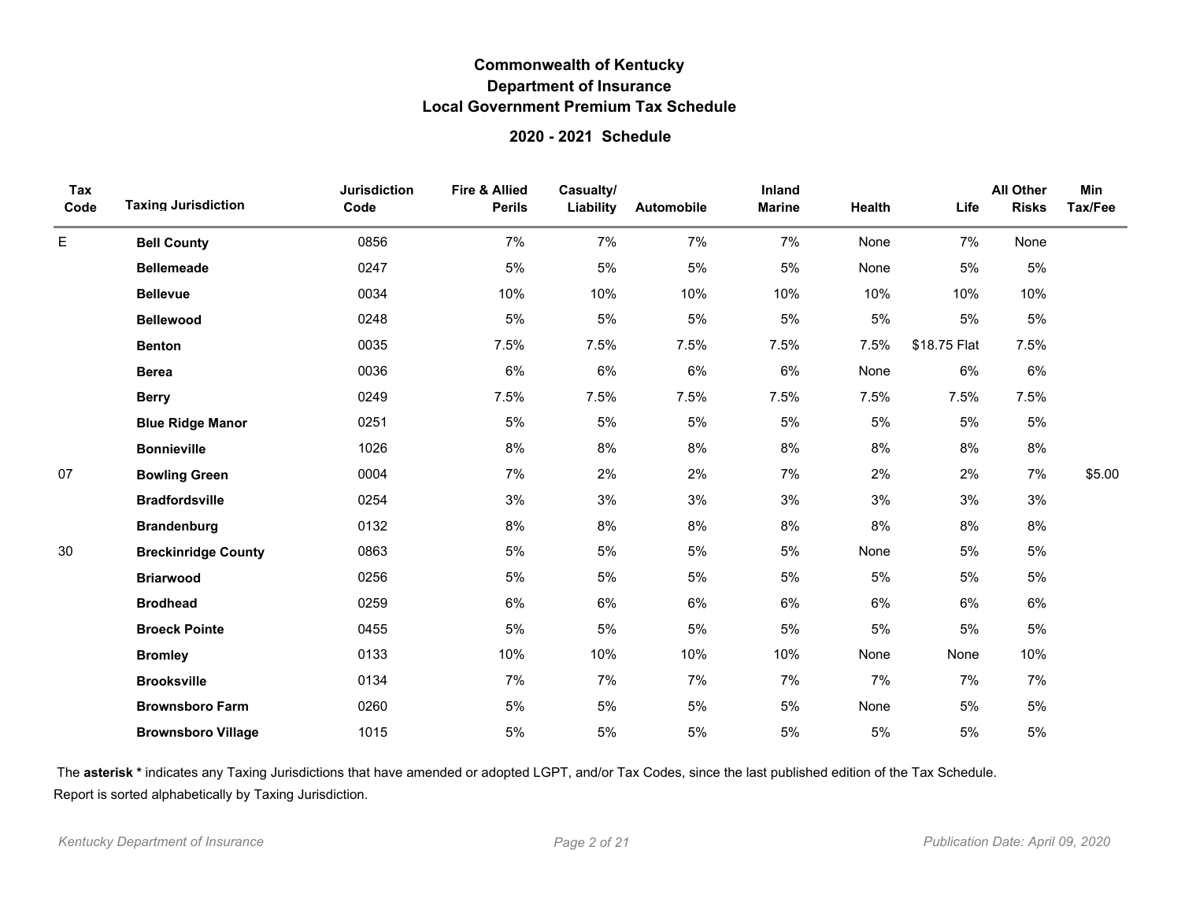# Commonwealth of Kentucky
## Department of Insurance
## Local Government Premium Tax Schedule

### 2020 - 2021 Schedule

| Tax Code | Taxing Jurisdiction | Jurisdiction Code | Fire & Allied Perils | Casualty/ Liability | Automobile | Inland Marine | Health | Life | All Other Risks | Min Tax/Fee |
|---|---|---|---|---|---|---|---|---|---|---|
| E | **Bell County** | 0856 | 7% | 7% | 7% | 7% | None | 7% | None | |
| | **Bellemeade** | 0247 | 5% | 5% | 5% | 5% | None | 5% | 5% | |
| | **Bellevue** | 0034 | 10% | 10% | 10% | 10% | 10% | 10% | 10% | |
| | **Bellewood** | 0248 | 5% | 5% | 5% | 5% | 5% | 5% | 5% | |
| | **Benton** | 0035 | 7.5% | 7.5% | 7.5% | 7.5% | 7.5% | $18.75 Flat | 7.5% | |
| | **Berea** | 0036 | 6% | 6% | 6% | 6% | None | 6% | 6% | |
| | **Berry** | 0249 | 7.5% | 7.5% | 7.5% | 7.5% | 7.5% | 7.5% | 7.5% | |
| | **Blue Ridge Manor** | 0251 | 5% | 5% | 5% | 5% | 5% | 5% | 5% | |
| | **Bonnieville** | 1026 | 8% | 8% | 8% | 8% | 8% | 8% | 8% | |
| 07 | **Bowling Green** | 0004 | 7% | 2% | 2% | 7% | 2% | 2% | 7% | $5.00 |
| | **Bradfordsville** | 0254 | 3% | 3% | 3% | 3% | 3% | 3% | 3% | |
| | **Brandenburg** | 0132 | 8% | 8% | 8% | 8% | 8% | 8% | 8% | |
| 30 | **Breckinridge County** | 0863 | 5% | 5% | 5% | 5% | None | 5% | 5% | |
| | **Briarwood** | 0256 | 5% | 5% | 5% | 5% | 5% | 5% | 5% | |
| | **Brodhead** | 0259 | 6% | 6% | 6% | 6% | 6% | 6% | 6% | |
| | **Broeck Pointe** | 0455 | 5% | 5% | 5% | 5% | 5% | 5% | 5% | |
| | **Bromley** | 0133 | 10% | 10% | 10% | 10% | None | None | 10% | |
| | **Brooksville** | 0134 | 7% | 7% | 7% | 7% | 7% | 7% | 7% | |
| | **Brownsboro Farm** | 0260 | 5% | 5% | 5% | 5% | None | 5% | 5% | |
| | **Brownsboro Village** | 1015 | 5% | 5% | 5% | 5% | 5% | 5% | 5% | |

The **asterisk *** indicates any Taxing Jurisdictions that have amended or adopted LGPT, and/or Tax Codes, since the last published edition of the Tax Schedule.

Report is sorted alphabetically by Taxing Jurisdiction.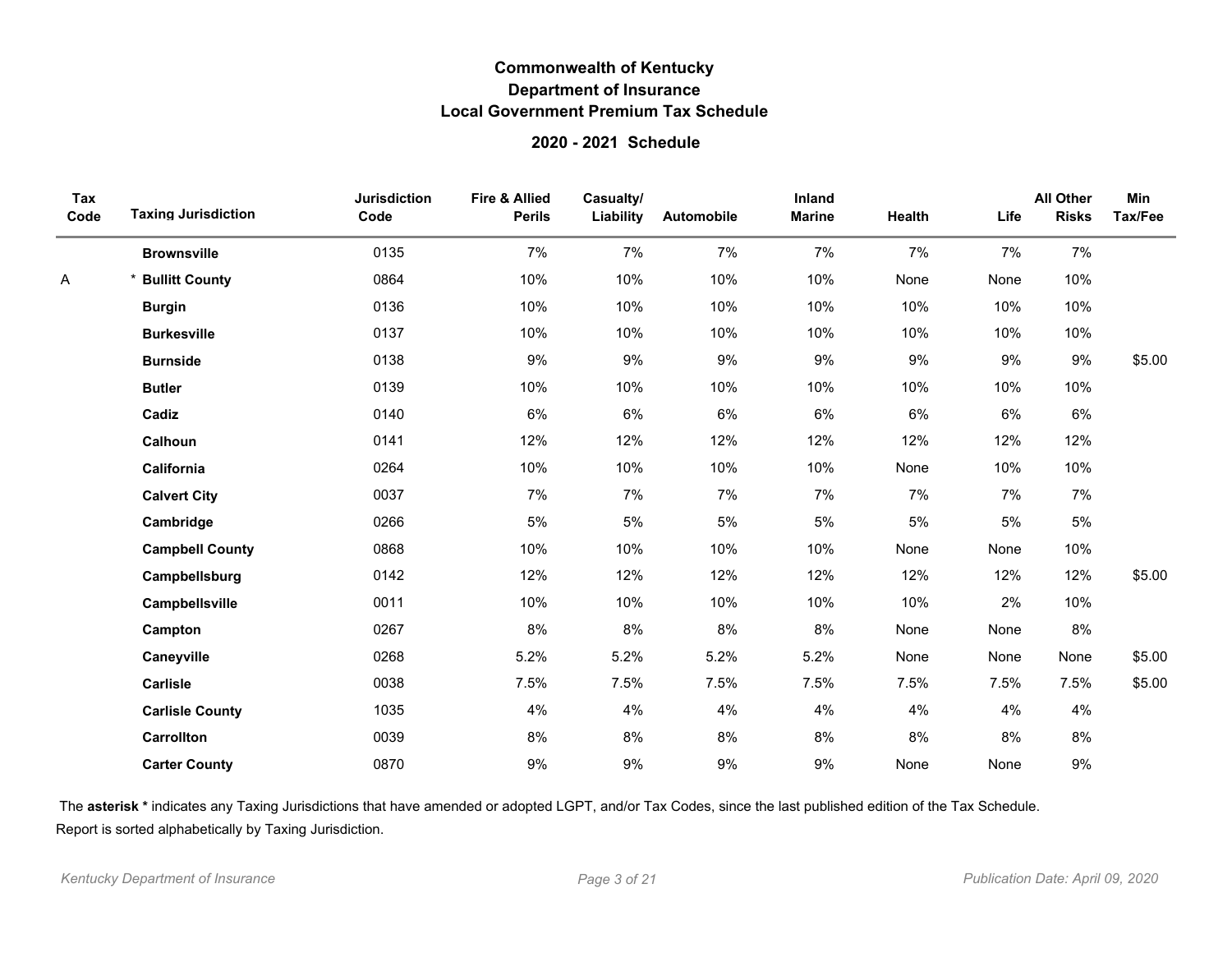# Commonwealth of Kentucky
## Department of Insurance
## Local Government Premium Tax Schedule

### 2020 - 2021 Schedule

| Tax Code | Taxing Jurisdiction | Jurisdiction Code | Fire & Allied Perils | Casualty/ Liability | Automobile | Inland Marine | Health | Life | All Other Risks | Min Tax/Fee |
|---|---|---|---|---|---|---|---|---|---|---|
| | **Brownsville** | 0135 | 7% | 7% | 7% | 7% | 7% | 7% | 7% | |
| A | * **Bullitt County** | 0864 | 10% | 10% | 10% | 10% | None | None | 10% | |
| | **Burgin** | 0136 | 10% | 10% | 10% | 10% | 10% | 10% | 10% | |
| | **Burkesville** | 0137 | 10% | 10% | 10% | 10% | 10% | 10% | 10% | |
| | **Burnside** | 0138 | 9% | 9% | 9% | 9% | 9% | 9% | 9% | $5.00 |
| | **Butler** | 0139 | 10% | 10% | 10% | 10% | 10% | 10% | 10% | |
| | **Cadiz** | 0140 | 6% | 6% | 6% | 6% | 6% | 6% | 6% | |
| | **Calhoun** | 0141 | 12% | 12% | 12% | 12% | 12% | 12% | 12% | |
| | **California** | 0264 | 10% | 10% | 10% | 10% | None | 10% | 10% | |
| | **Calvert City** | 0037 | 7% | 7% | 7% | 7% | 7% | 7% | 7% | |
| | **Cambridge** | 0266 | 5% | 5% | 5% | 5% | 5% | 5% | 5% | |
| | **Campbell County** | 0868 | 10% | 10% | 10% | 10% | None | None | 10% | |
| | **Campbellsburg** | 0142 | 12% | 12% | 12% | 12% | 12% | 12% | 12% | $5.00 |
| | **Campbellsville** | 0011 | 10% | 10% | 10% | 10% | 10% | 2% | 10% | |
| | **Campton** | 0267 | 8% | 8% | 8% | 8% | None | None | 8% | |
| | **Caneyville** | 0268 | 5.2% | 5.2% | 5.2% | 5.2% | None | None | None | $5.00 |
| | **Carlisle** | 0038 | 7.5% | 7.5% | 7.5% | 7.5% | 7.5% | 7.5% | 7.5% | $5.00 |
| | **Carlisle County** | 1035 | 4% | 4% | 4% | 4% | 4% | 4% | 4% | |
| | **Carrollton** | 0039 | 8% | 8% | 8% | 8% | 8% | 8% | 8% | |
| | **Carter County** | 0870 | 9% | 9% | 9% | 9% | None | None | 9% | |

The **asterisk *** indicates any Taxing Jurisdictions that have amended or adopted LGPT, and/or Tax Codes, since the last published edition of the Tax Schedule.

Report is sorted alphabetically by Taxing Jurisdiction.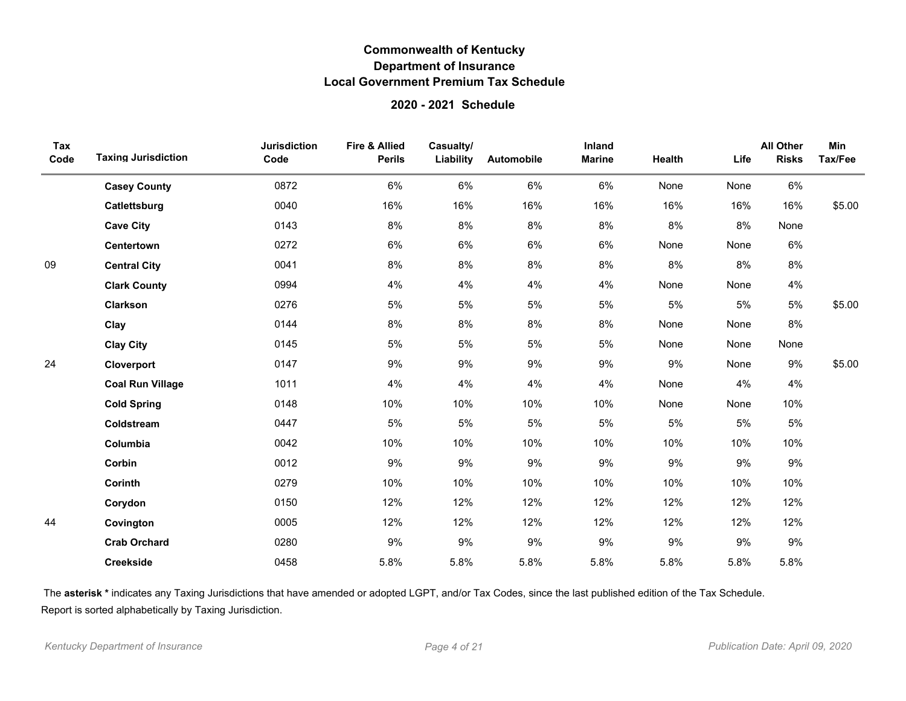# Commonwealth of Kentucky
## Department of Insurance
## Local Government Premium Tax Schedule

### 2020 - 2021 Schedule

| Tax Code | Taxing Jurisdiction | Jurisdiction Code | Fire & Allied Perils | Casualty/ Liability | Automobile | Inland Marine | Health | Life | All Other Risks | Min Tax/Fee |
|---|---|---|---|---|---|---|---|---|---|---|
| | **Casey County** | 0872 | 6% | 6% | 6% | 6% | None | None | 6% | |
| | **Catlettsburg** | 0040 | 16% | 16% | 16% | 16% | 16% | 16% | 16% | $5.00 |
| | **Cave City** | 0143 | 8% | 8% | 8% | 8% | 8% | 8% | None | |
| | **Centertown** | 0272 | 6% | 6% | 6% | 6% | None | None | 6% | |
| 09 | **Central City** | 0041 | 8% | 8% | 8% | 8% | 8% | 8% | 8% | |
| | **Clark County** | 0994 | 4% | 4% | 4% | 4% | None | None | 4% | |
| | **Clarkson** | 0276 | 5% | 5% | 5% | 5% | 5% | 5% | 5% | $5.00 |
| | **Clay** | 0144 | 8% | 8% | 8% | 8% | None | None | 8% | |
| | **Clay City** | 0145 | 5% | 5% | 5% | 5% | None | None | None | |
| 24 | **Cloverport** | 0147 | 9% | 9% | 9% | 9% | 9% | None | 9% | $5.00 |
| | **Coal Run Village** | 1011 | 4% | 4% | 4% | 4% | None | 4% | 4% | |
| | **Cold Spring** | 0148 | 10% | 10% | 10% | 10% | None | None | 10% | |
| | **Coldstream** | 0447 | 5% | 5% | 5% | 5% | 5% | 5% | 5% | |
| | **Columbia** | 0042 | 10% | 10% | 10% | 10% | 10% | 10% | 10% | |
| | **Corbin** | 0012 | 9% | 9% | 9% | 9% | 9% | 9% | 9% | |
| | **Corinth** | 0279 | 10% | 10% | 10% | 10% | 10% | 10% | 10% | |
| | **Corydon** | 0150 | 12% | 12% | 12% | 12% | 12% | 12% | 12% | |
| 44 | **Covington** | 0005 | 12% | 12% | 12% | 12% | 12% | 12% | 12% | |
| | **Crab Orchard** | 0280 | 9% | 9% | 9% | 9% | 9% | 9% | 9% | |
| | **Creekside** | 0458 | 5.8% | 5.8% | 5.8% | 5.8% | 5.8% | 5.8% | 5.8% | |

The **asterisk *** indicates any Taxing Jurisdictions that have amended or adopted LGPT, and/or Tax Codes, since the last published edition of the Tax Schedule.

Report is sorted alphabetically by Taxing Jurisdiction.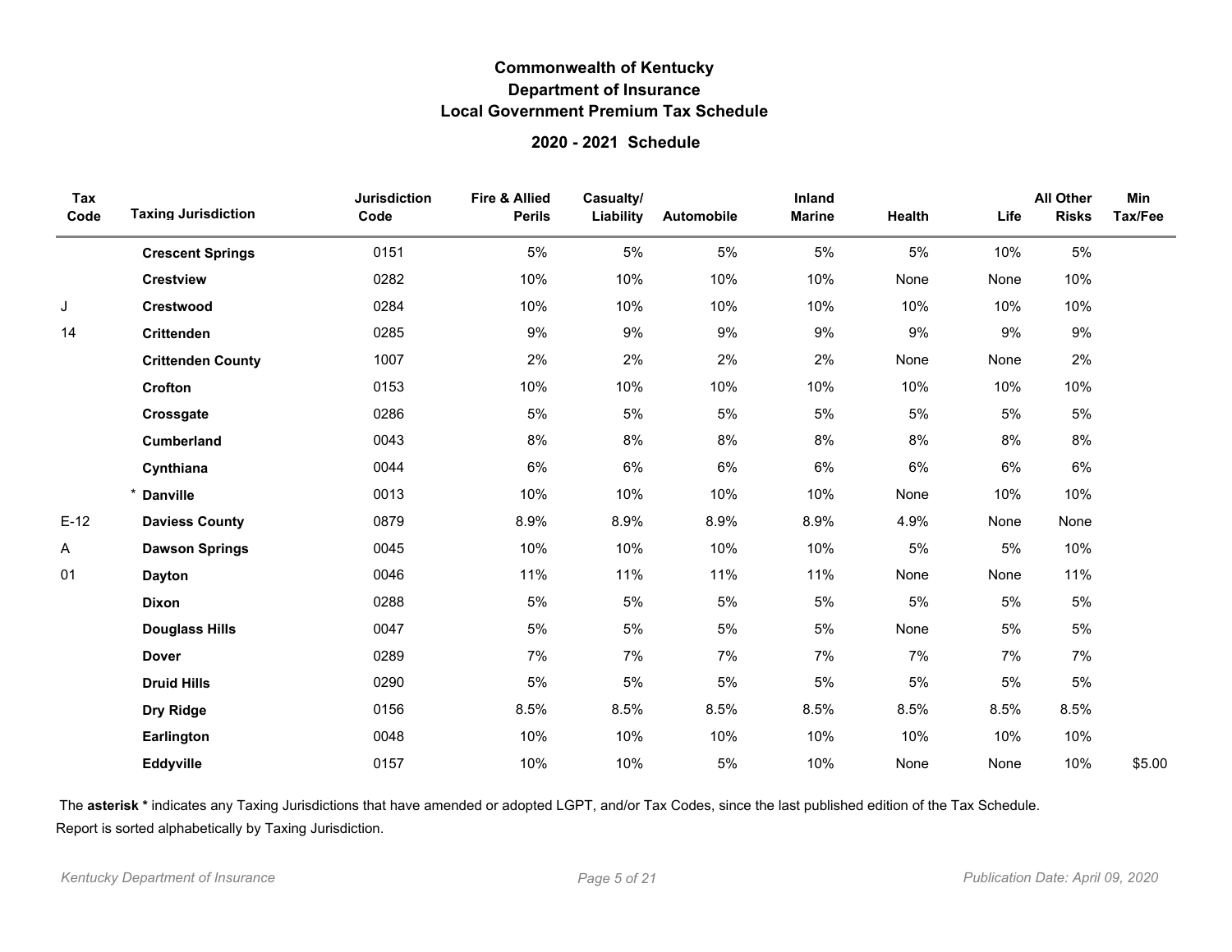# Commonwealth of Kentucky
## Department of Insurance
## Local Government Premium Tax Schedule

### 2020 - 2021 Schedule

| Tax Code | Taxing Jurisdiction | Jurisdiction Code | Fire & Allied Perils | Casualty/ Liability | Automobile | Inland Marine | Health | Life | All Other Risks | Min Tax/Fee |
|---|---|---|---|---|---|---|---|---|---|---|
| | **Crescent Springs** | 0151 | 5% | 5% | 5% | 5% | 5% | 10% | 5% | |
| | **Crestview** | 0282 | 10% | 10% | 10% | 10% | None | None | 10% | |
| J | **Crestwood** | 0284 | 10% | 10% | 10% | 10% | 10% | 10% | 10% | |
| 14 | **Crittenden** | 0285 | 9% | 9% | 9% | 9% | 9% | 9% | 9% | |
| | **Crittenden County** | 1007 | 2% | 2% | 2% | 2% | None | None | 2% | |
| | **Crofton** | 0153 | 10% | 10% | 10% | 10% | 10% | 10% | 10% | |
| | **Crossgate** | 0286 | 5% | 5% | 5% | 5% | 5% | 5% | 5% | |
| | **Cumberland** | 0043 | 8% | 8% | 8% | 8% | 8% | 8% | 8% | |
| | **Cynthiana** | 0044 | 6% | 6% | 6% | 6% | 6% | 6% | 6% | |
| | * **Danville** | 0013 | 10% | 10% | 10% | 10% | None | 10% | 10% | |
| E-12 | **Daviess County** | 0879 | 8.9% | 8.9% | 8.9% | 8.9% | 4.9% | None | None | |
| A | **Dawson Springs** | 0045 | 10% | 10% | 10% | 10% | 5% | 5% | 10% | |
| 01 | **Dayton** | 0046 | 11% | 11% | 11% | 11% | None | None | 11% | |
| | **Dixon** | 0288 | 5% | 5% | 5% | 5% | 5% | 5% | 5% | |
| | **Douglass Hills** | 0047 | 5% | 5% | 5% | 5% | None | 5% | 5% | |
| | **Dover** | 0289 | 7% | 7% | 7% | 7% | 7% | 7% | 7% | |
| | **Druid Hills** | 0290 | 5% | 5% | 5% | 5% | 5% | 5% | 5% | |
| | **Dry Ridge** | 0156 | 8.5% | 8.5% | 8.5% | 8.5% | 8.5% | 8.5% | 8.5% | |
| | **Earlington** | 0048 | 10% | 10% | 10% | 10% | 10% | 10% | 10% | |
| | **Eddyville** | 0157 | 10% | 10% | 5% | 10% | None | None | 10% | $5.00 |

The **asterisk *** indicates any Taxing Jurisdictions that have amended or adopted LGPT, and/or Tax Codes, since the last published edition of the Tax Schedule.

Report is sorted alphabetically by Taxing Jurisdiction.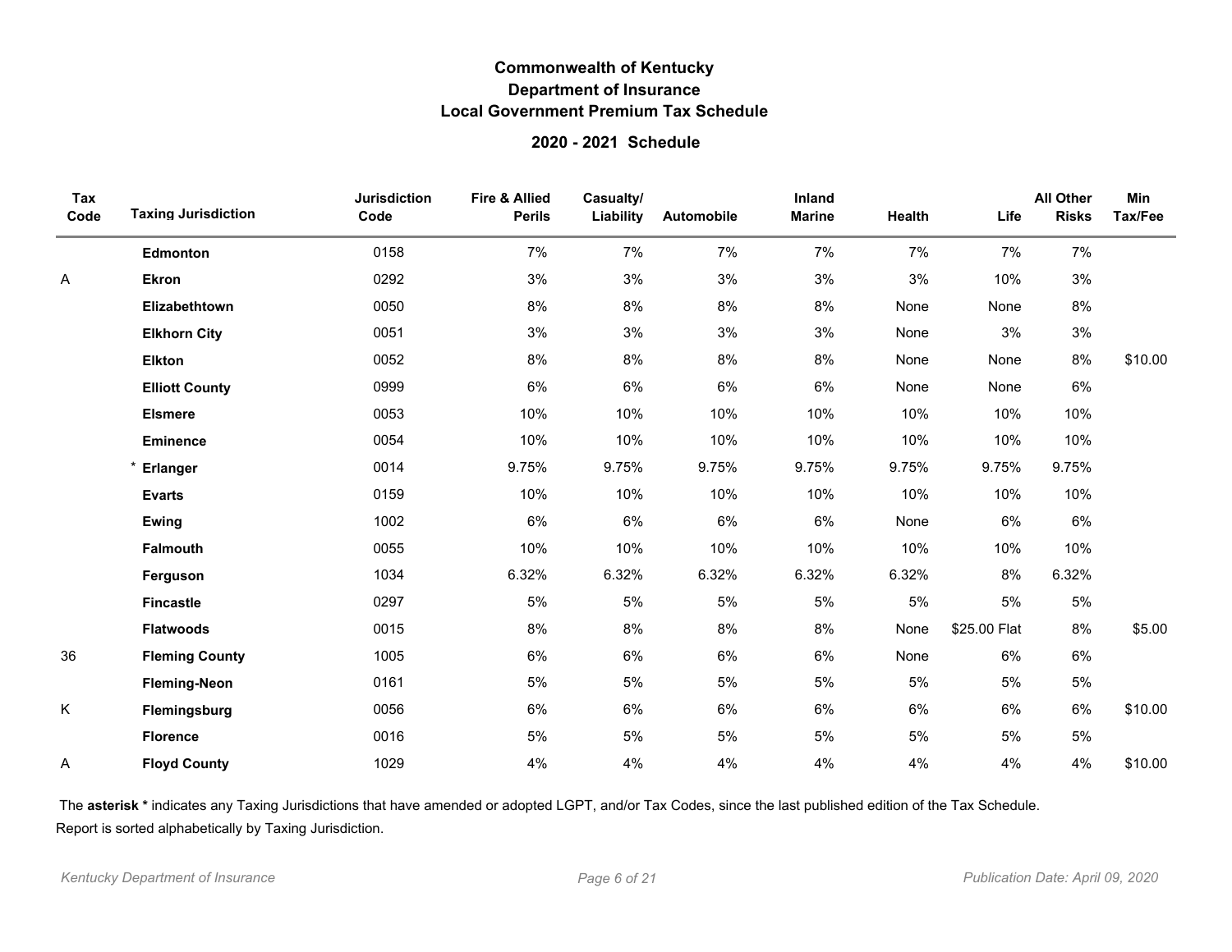# Commonwealth of Kentucky
## Department of Insurance
## Local Government Premium Tax Schedule

### 2020 - 2021 Schedule

| Tax Code | Taxing Jurisdiction | Jurisdiction Code | Fire & Allied Perils | Casualty/ Liability | Automobile | Inland Marine | Health | Life | All Other Risks | Min Tax/Fee |
|---|---|---|---|---|---|---|---|---|---|---|
| | **Edmonton** | 0158 | 7% | 7% | 7% | 7% | 7% | 7% | 7% | |
| A | **Ekron** | 0292 | 3% | 3% | 3% | 3% | 3% | 10% | 3% | |
| | **Elizabethtown** | 0050 | 8% | 8% | 8% | 8% | None | None | 8% | |
| | **Elkhorn City** | 0051 | 3% | 3% | 3% | 3% | None | 3% | 3% | |
| | **Elkton** | 0052 | 8% | 8% | 8% | 8% | None | None | 8% | $10.00 |
| | **Elliott County** | 0999 | 6% | 6% | 6% | 6% | None | None | 6% | |
| | **Elsmere** | 0053 | 10% | 10% | 10% | 10% | 10% | 10% | 10% | |
| | **Eminence** | 0054 | 10% | 10% | 10% | 10% | 10% | 10% | 10% | |
| | * **Erlanger** | 0014 | 9.75% | 9.75% | 9.75% | 9.75% | 9.75% | 9.75% | 9.75% | |
| | **Evarts** | 0159 | 10% | 10% | 10% | 10% | 10% | 10% | 10% | |
| | **Ewing** | 1002 | 6% | 6% | 6% | 6% | None | 6% | 6% | |
| | **Falmouth** | 0055 | 10% | 10% | 10% | 10% | 10% | 10% | 10% | |
| | **Ferguson** | 1034 | 6.32% | 6.32% | 6.32% | 6.32% | 6.32% | 8% | 6.32% | |
| | **Fincastle** | 0297 | 5% | 5% | 5% | 5% | 5% | 5% | 5% | |
| | **Flatwoods** | 0015 | 8% | 8% | 8% | 8% | None | $25.00 Flat | 8% | $5.00 |
| 36 | **Fleming County** | 1005 | 6% | 6% | 6% | 6% | None | 6% | 6% | |
| | **Fleming-Neon** | 0161 | 5% | 5% | 5% | 5% | 5% | 5% | 5% | |
| K | **Flemingsburg** | 0056 | 6% | 6% | 6% | 6% | 6% | 6% | 6% | $10.00 |
| | **Florence** | 0016 | 5% | 5% | 5% | 5% | 5% | 5% | 5% | |
| A | **Floyd County** | 1029 | 4% | 4% | 4% | 4% | 4% | 4% | 4% | $10.00 |

The **asterisk *** indicates any Taxing Jurisdictions that have amended or adopted LGPT, and/or Tax Codes, since the last published edition of the Tax Schedule.

Report is sorted alphabetically by Taxing Jurisdiction.

*Kentucky Department of Insurance* *Publication Date: April 09, 2020*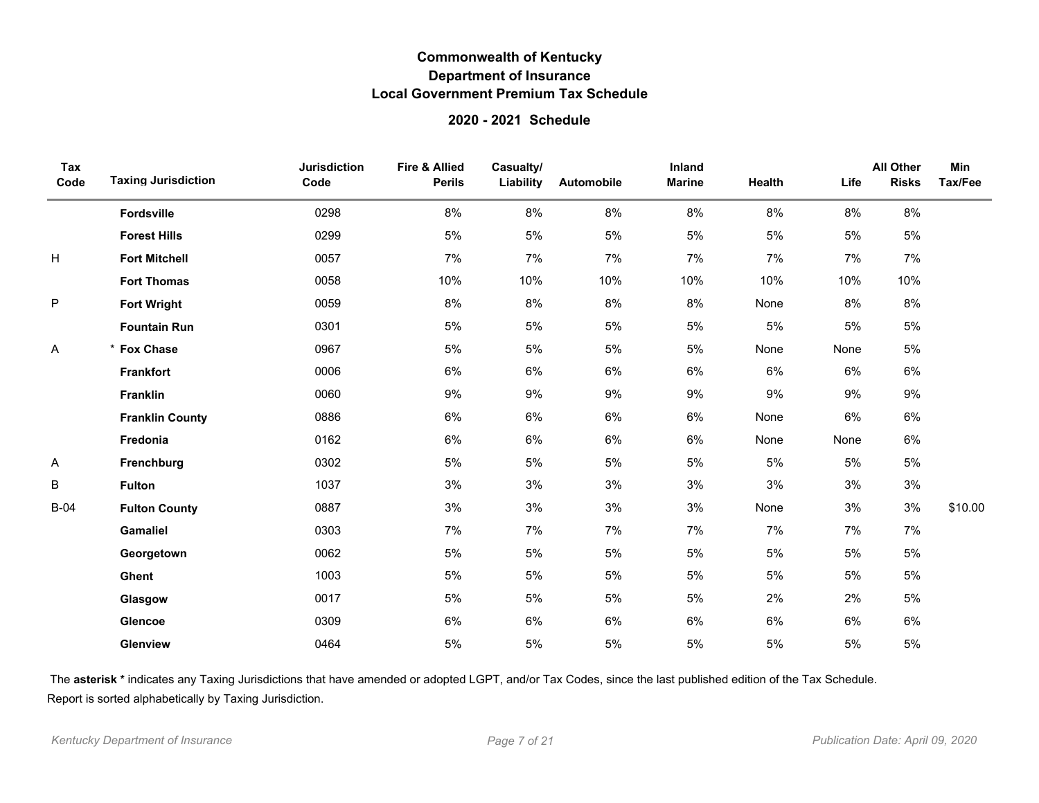# Commonwealth of Kentucky
## Department of Insurance
## Local Government Premium Tax Schedule

### 2020 - 2021 Schedule

| Tax Code | Taxing Jurisdiction | Jurisdiction Code | Fire & Allied Perils | Casualty/ Liability | Automobile | Inland Marine | Health | Life | All Other Risks | Min Tax/Fee |
|---|---|---|---|---|---|---|---|---|---|---|
| | **Fordsville** | 0298 | 8% | 8% | 8% | 8% | 8% | 8% | 8% | |
| | **Forest Hills** | 0299 | 5% | 5% | 5% | 5% | 5% | 5% | 5% | |
| H | **Fort Mitchell** | 0057 | 7% | 7% | 7% | 7% | 7% | 7% | 7% | |
| | **Fort Thomas** | 0058 | 10% | 10% | 10% | 10% | 10% | 10% | 10% | |
| P | **Fort Wright** | 0059 | 8% | 8% | 8% | 8% | None | 8% | 8% | |
| | **Fountain Run** | 0301 | 5% | 5% | 5% | 5% | 5% | 5% | 5% | |
| A | * **Fox Chase** | 0967 | 5% | 5% | 5% | 5% | None | None | 5% | |
| | **Frankfort** | 0006 | 6% | 6% | 6% | 6% | 6% | 6% | 6% | |
| | **Franklin** | 0060 | 9% | 9% | 9% | 9% | 9% | 9% | 9% | |
| | **Franklin County** | 0886 | 6% | 6% | 6% | 6% | None | 6% | 6% | |
| | **Fredonia** | 0162 | 6% | 6% | 6% | 6% | None | None | 6% | |
| A | **Frenchburg** | 0302 | 5% | 5% | 5% | 5% | 5% | 5% | 5% | |
| B | **Fulton** | 1037 | 3% | 3% | 3% | 3% | 3% | 3% | 3% | |
| B-04 | **Fulton County** | 0887 | 3% | 3% | 3% | 3% | None | 3% | 3% | $10.00 |
| | **Gamaliel** | 0303 | 7% | 7% | 7% | 7% | 7% | 7% | 7% | |
| | **Georgetown** | 0062 | 5% | 5% | 5% | 5% | 5% | 5% | 5% | |
| | **Ghent** | 1003 | 5% | 5% | 5% | 5% | 5% | 5% | 5% | |
| | **Glasgow** | 0017 | 5% | 5% | 5% | 5% | 2% | 2% | 5% | |
| | **Glencoe** | 0309 | 6% | 6% | 6% | 6% | 6% | 6% | 6% | |
| | **Glenview** | 0464 | 5% | 5% | 5% | 5% | 5% | 5% | 5% | |

The **asterisk *** indicates any Taxing Jurisdictions that have amended or adopted LGPT, and/or Tax Codes, since the last published edition of the Tax Schedule.
Report is sorted alphabetically by Taxing Jurisdiction.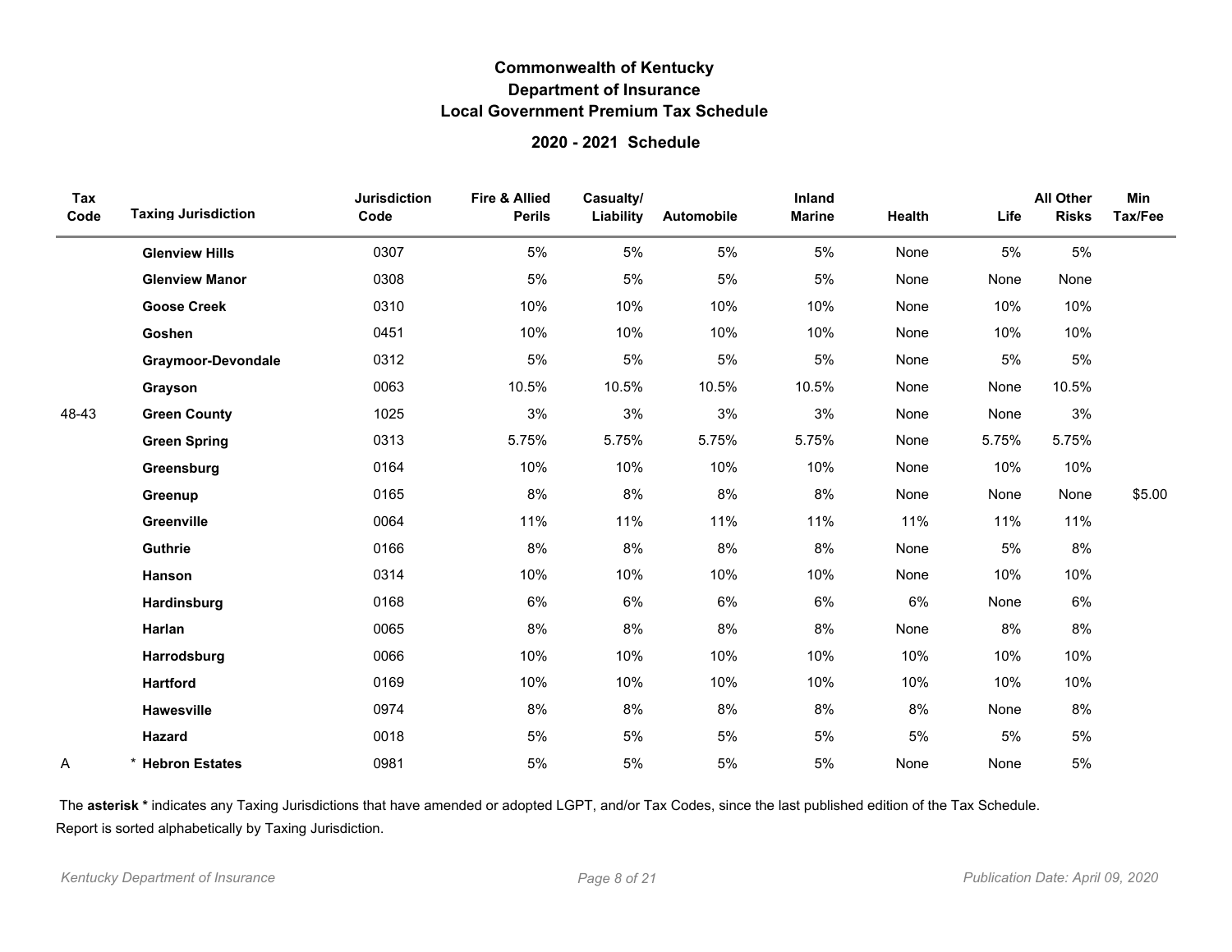# Commonwealth of Kentucky
## Department of Insurance
## Local Government Premium Tax Schedule

### 2020 - 2021 Schedule

| Tax Code | Taxing Jurisdiction | Jurisdiction Code | Fire & Allied Perils | Casualty/ Liability | Automobile | Inland Marine | Health | Life | All Other Risks | Min Tax/Fee |
|---|---|---|---|---|---|---|---|---|---|---|
| | **Glenview Hills** | 0307 | 5% | 5% | 5% | 5% | None | 5% | 5% | |
| | **Glenview Manor** | 0308 | 5% | 5% | 5% | 5% | None | None | None | |
| | **Goose Creek** | 0310 | 10% | 10% | 10% | 10% | None | 10% | 10% | |
| | **Goshen** | 0451 | 10% | 10% | 10% | 10% | None | 10% | 10% | |
| | **Graymoor-Devondale** | 0312 | 5% | 5% | 5% | 5% | None | 5% | 5% | |
| | **Grayson** | 0063 | 10.5% | 10.5% | 10.5% | 10.5% | None | None | 10.5% | |
| 48-43 | **Green County** | 1025 | 3% | 3% | 3% | 3% | None | None | 3% | |
| | **Green Spring** | 0313 | 5.75% | 5.75% | 5.75% | 5.75% | None | 5.75% | 5.75% | |
| | **Greensburg** | 0164 | 10% | 10% | 10% | 10% | None | 10% | 10% | |
| | **Greenup** | 0165 | 8% | 8% | 8% | 8% | None | None | None | $5.00 |
| | **Greenville** | 0064 | 11% | 11% | 11% | 11% | 11% | 11% | 11% | |
| | **Guthrie** | 0166 | 8% | 8% | 8% | 8% | None | 5% | 8% | |
| | **Hanson** | 0314 | 10% | 10% | 10% | 10% | None | 10% | 10% | |
| | **Hardinsburg** | 0168 | 6% | 6% | 6% | 6% | 6% | None | 6% | |
| | **Harlan** | 0065 | 8% | 8% | 8% | 8% | None | 8% | 8% | |
| | **Harrodsburg** | 0066 | 10% | 10% | 10% | 10% | 10% | 10% | 10% | |
| | **Hartford** | 0169 | 10% | 10% | 10% | 10% | 10% | 10% | 10% | |
| | **Hawesville** | 0974 | 8% | 8% | 8% | 8% | 8% | None | 8% | |
| | **Hazard** | 0018 | 5% | 5% | 5% | 5% | 5% | 5% | 5% | |
| A | * **Hebron Estates** | 0981 | 5% | 5% | 5% | 5% | None | None | 5% | |

The **asterisk \*** indicates any Taxing Jurisdictions that have amended or adopted LGPT, and/or Tax Codes, since the last published edition of the Tax Schedule.

Report is sorted alphabetically by Taxing Jurisdiction.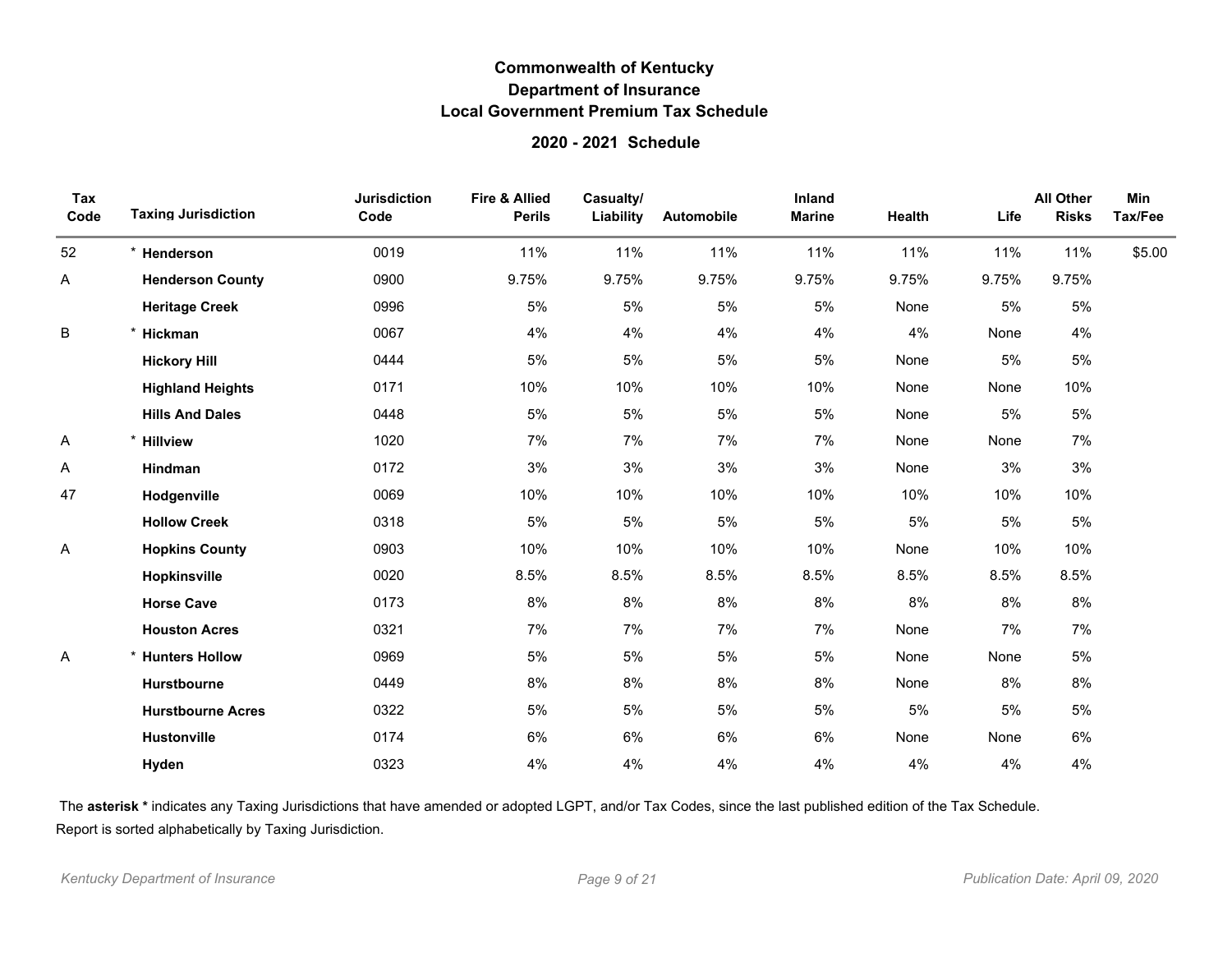# Commonwealth of Kentucky
## Department of Insurance
## Local Government Premium Tax Schedule

### 2020 - 2021 Schedule

| Tax Code | Taxing Jurisdiction | Jurisdiction Code | Fire & Allied Perils | Casualty/ Liability | Automobile | Inland Marine | Health | Life | All Other Risks | Min Tax/Fee |
|---|---|---|---|---|---|---|---|---|---|---|
| 52 | * **Henderson** | 0019 | 11% | 11% | 11% | 11% | 11% | 11% | 11% | $5.00 |
| A | **Henderson County** | 0900 | 9.75% | 9.75% | 9.75% | 9.75% | 9.75% | 9.75% | 9.75% | |
| | **Heritage Creek** | 0996 | 5% | 5% | 5% | 5% | None | 5% | 5% | |
| B | * **Hickman** | 0067 | 4% | 4% | 4% | 4% | 4% | None | 4% | |
| | **Hickory Hill** | 0444 | 5% | 5% | 5% | 5% | None | 5% | 5% | |
| | **Highland Heights** | 0171 | 10% | 10% | 10% | 10% | None | None | 10% | |
| | **Hills And Dales** | 0448 | 5% | 5% | 5% | 5% | None | 5% | 5% | |
| A | * **Hillview** | 1020 | 7% | 7% | 7% | 7% | None | None | 7% | |
| A | **Hindman** | 0172 | 3% | 3% | 3% | 3% | None | 3% | 3% | |
| 47 | **Hodgenville** | 0069 | 10% | 10% | 10% | 10% | 10% | 10% | 10% | |
| | **Hollow Creek** | 0318 | 5% | 5% | 5% | 5% | 5% | 5% | 5% | |
| A | **Hopkins County** | 0903 | 10% | 10% | 10% | 10% | None | 10% | 10% | |
| | **Hopkinsville** | 0020 | 8.5% | 8.5% | 8.5% | 8.5% | 8.5% | 8.5% | 8.5% | |
| | **Horse Cave** | 0173 | 8% | 8% | 8% | 8% | 8% | 8% | 8% | |
| | **Houston Acres** | 0321 | 7% | 7% | 7% | 7% | None | 7% | 7% | |
| A | * **Hunters Hollow** | 0969 | 5% | 5% | 5% | 5% | None | None | 5% | |
| | **Hurstbourne** | 0449 | 8% | 8% | 8% | 8% | None | 8% | 8% | |
| | **Hurstbourne Acres** | 0322 | 5% | 5% | 5% | 5% | 5% | 5% | 5% | |
| | **Hustonville** | 0174 | 6% | 6% | 6% | 6% | None | None | 6% | |
| | **Hyden** | 0323 | 4% | 4% | 4% | 4% | 4% | 4% | 4% | |

The **asterisk *** indicates any Taxing Jurisdictions that have amended or adopted LGPT, and/or Tax Codes, since the last published edition of the Tax Schedule.

Report is sorted alphabetically by Taxing Jurisdiction.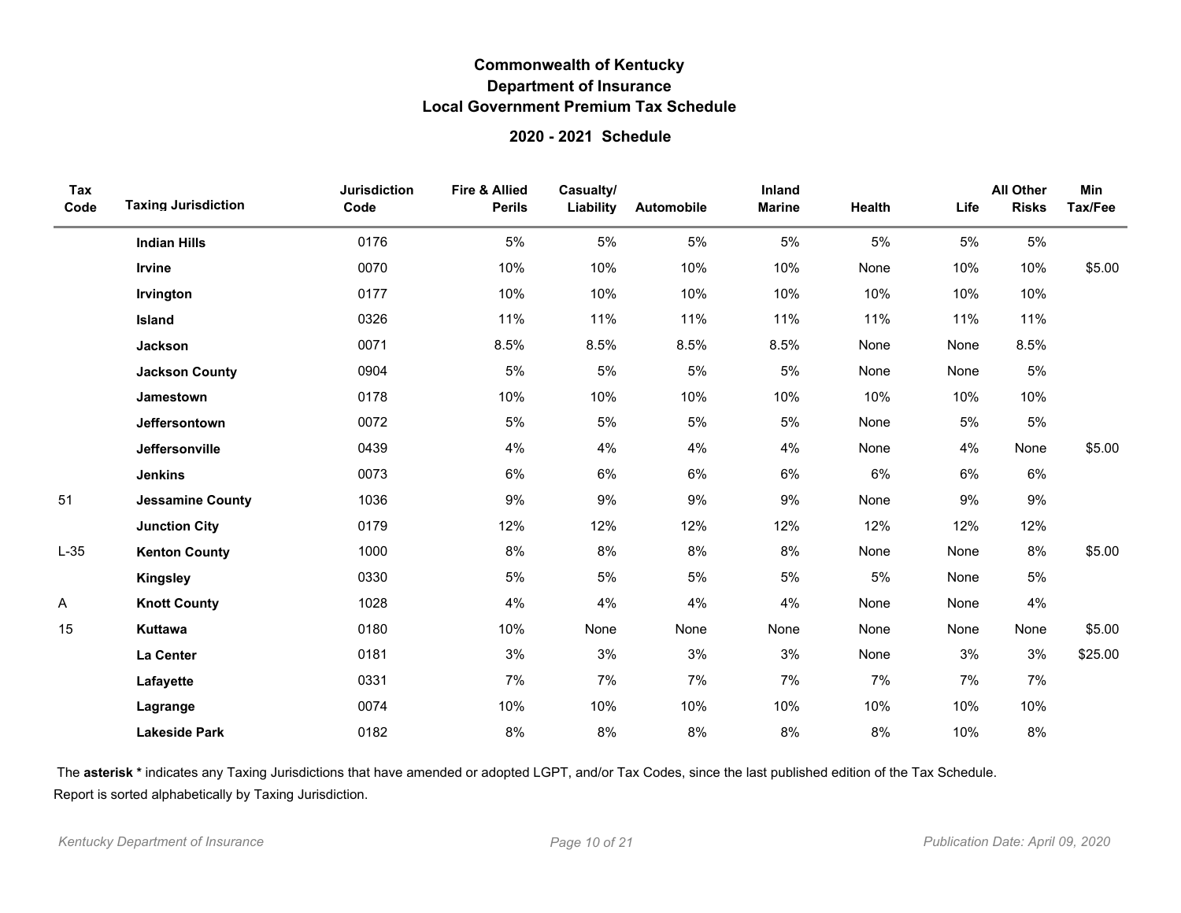# Commonwealth of Kentucky
## Department of Insurance
## Local Government Premium Tax Schedule

### 2020 - 2021 Schedule

| Tax Code | Taxing Jurisdiction | Jurisdiction Code | Fire & Allied Perils | Casualty/ Liability | Automobile | Inland Marine | Health | Life | All Other Risks | Min Tax/Fee |
|---|---|---|---|---|---|---|---|---|---|---|
| | **Indian Hills** | 0176 | 5% | 5% | 5% | 5% | 5% | 5% | 5% | |
| | **Irvine** | 0070 | 10% | 10% | 10% | 10% | None | 10% | 10% | $5.00 |
| | **Irvington** | 0177 | 10% | 10% | 10% | 10% | 10% | 10% | 10% | |
| | **Island** | 0326 | 11% | 11% | 11% | 11% | 11% | 11% | 11% | |
| | **Jackson** | 0071 | 8.5% | 8.5% | 8.5% | 8.5% | None | None | 8.5% | |
| | **Jackson County** | 0904 | 5% | 5% | 5% | 5% | None | None | 5% | |
| | **Jamestown** | 0178 | 10% | 10% | 10% | 10% | 10% | 10% | 10% | |
| | **Jeffersontown** | 0072 | 5% | 5% | 5% | 5% | None | 5% | 5% | |
| | **Jeffersonville** | 0439 | 4% | 4% | 4% | 4% | None | 4% | None | $5.00 |
| | **Jenkins** | 0073 | 6% | 6% | 6% | 6% | 6% | 6% | 6% | |
| 51 | **Jessamine County** | 1036 | 9% | 9% | 9% | 9% | None | 9% | 9% | |
| | **Junction City** | 0179 | 12% | 12% | 12% | 12% | 12% | 12% | 12% | |
| L-35 | **Kenton County** | 1000 | 8% | 8% | 8% | 8% | None | None | 8% | $5.00 |
| | **Kingsley** | 0330 | 5% | 5% | 5% | 5% | 5% | None | 5% | |
| A | **Knott County** | 1028 | 4% | 4% | 4% | 4% | None | None | 4% | |
| 15 | **Kuttawa** | 0180 | 10% | None | None | None | None | None | None | $5.00 |
| | **La Center** | 0181 | 3% | 3% | 3% | 3% | None | 3% | 3% | $25.00 |
| | **Lafayette** | 0331 | 7% | 7% | 7% | 7% | 7% | 7% | 7% | |
| | **Lagrange** | 0074 | 10% | 10% | 10% | 10% | 10% | 10% | 10% | |
| | **Lakeside Park** | 0182 | 8% | 8% | 8% | 8% | 8% | 10% | 8% | |

The **asterisk *** indicates any Taxing Jurisdictions that have amended or adopted LGPT, and/or Tax Codes, since the last published edition of the Tax Schedule.

Report is sorted alphabetically by Taxing Jurisdiction.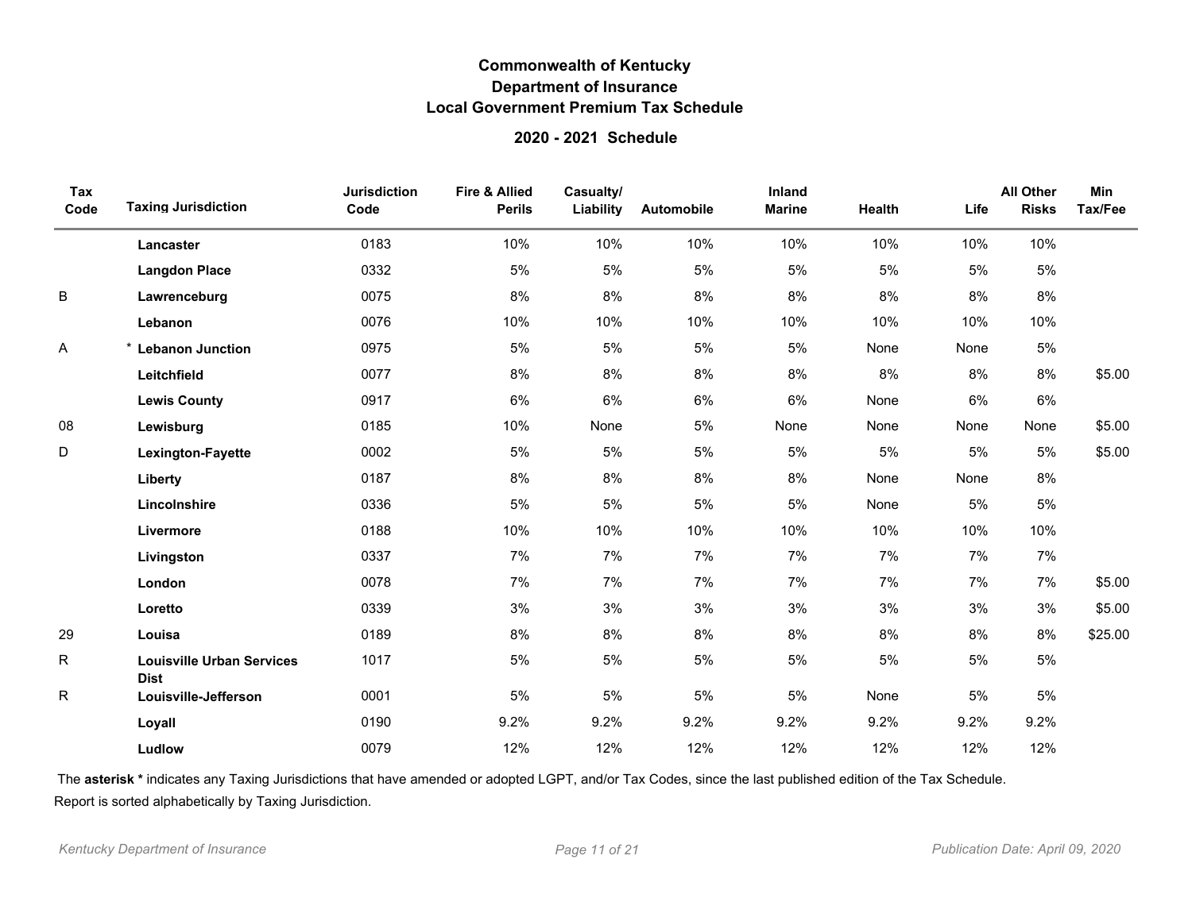# Commonwealth of Kentucky
## Department of Insurance
## Local Government Premium Tax Schedule

### 2020 - 2021 Schedule

| Tax Code | Taxing Jurisdiction | Jurisdiction Code | Fire & Allied Perils | Casualty/ Liability | Automobile | Inland Marine | Health | Life | All Other Risks | Min Tax/Fee |
|---|---|---|---|---|---|---|---|---|---|---|
| | **Lancaster** | 0183 | 10% | 10% | 10% | 10% | 10% | 10% | 10% | |
| | **Langdon Place** | 0332 | 5% | 5% | 5% | 5% | 5% | 5% | 5% | |
| B | **Lawrenceburg** | 0075 | 8% | 8% | 8% | 8% | 8% | 8% | 8% | |
| | **Lebanon** | 0076 | 10% | 10% | 10% | 10% | 10% | 10% | 10% | |
| A | * **Lebanon Junction** | 0975 | 5% | 5% | 5% | 5% | None | None | 5% | |
| | **Leitchfield** | 0077 | 8% | 8% | 8% | 8% | 8% | 8% | 8% | $5.00 |
| | **Lewis County** | 0917 | 6% | 6% | 6% | 6% | None | 6% | 6% | |
| 08 | **Lewisburg** | 0185 | 10% | None | 5% | None | None | None | None | $5.00 |
| D | **Lexington-Fayette** | 0002 | 5% | 5% | 5% | 5% | 5% | 5% | 5% | $5.00 |
| | **Liberty** | 0187 | 8% | 8% | 8% | 8% | None | None | 8% | |
| | **Lincolnshire** | 0336 | 5% | 5% | 5% | 5% | None | 5% | 5% | |
| | **Livermore** | 0188 | 10% | 10% | 10% | 10% | 10% | 10% | 10% | |
| | **Livingston** | 0337 | 7% | 7% | 7% | 7% | 7% | 7% | 7% | |
| | **London** | 0078 | 7% | 7% | 7% | 7% | 7% | 7% | 7% | $5.00 |
| | **Loretto** | 0339 | 3% | 3% | 3% | 3% | 3% | 3% | 3% | $5.00 |
| 29 | **Louisa** | 0189 | 8% | 8% | 8% | 8% | 8% | 8% | 8% | $25.00 |
| R | **Louisville Urban Services Dist** | 1017 | 5% | 5% | 5% | 5% | 5% | 5% | 5% | |
| R | **Louisville-Jefferson** | 0001 | 5% | 5% | 5% | 5% | None | 5% | 5% | |
| | **Loyall** | 0190 | 9.2% | 9.2% | 9.2% | 9.2% | 9.2% | 9.2% | 9.2% | |
| | **Ludlow** | 0079 | 12% | 12% | 12% | 12% | 12% | 12% | 12% | |

The **asterisk *** indicates any Taxing Jurisdictions that have amended or adopted LGPT, and/or Tax Codes, since the last published edition of the Tax Schedule.

Report is sorted alphabetically by Taxing Jurisdiction.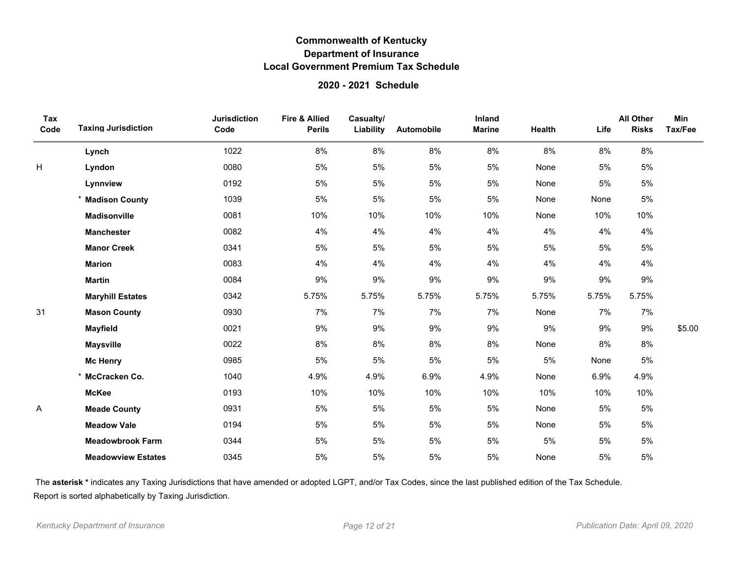# Commonwealth of Kentucky
## Department of Insurance
## Local Government Premium Tax Schedule

### 2020 - 2021 Schedule

| Tax Code | Taxing Jurisdiction | Jurisdiction Code | Fire & Allied Perils | Casualty/ Liability | Automobile | Inland Marine | Health | Life | All Other Risks | Min Tax/Fee |
|---|---|---|---|---|---|---|---|---|---|---|
| | **Lynch** | 1022 | 8% | 8% | 8% | 8% | 8% | 8% | 8% | |
| H | **Lyndon** | 0080 | 5% | 5% | 5% | 5% | None | 5% | 5% | |
| | **Lynnview** | 0192 | 5% | 5% | 5% | 5% | None | 5% | 5% | |
| | * **Madison County** | 1039 | 5% | 5% | 5% | 5% | None | None | 5% | |
| | **Madisonville** | 0081 | 10% | 10% | 10% | 10% | None | 10% | 10% | |
| | **Manchester** | 0082 | 4% | 4% | 4% | 4% | 4% | 4% | 4% | |
| | **Manor Creek** | 0341 | 5% | 5% | 5% | 5% | 5% | 5% | 5% | |
| | **Marion** | 0083 | 4% | 4% | 4% | 4% | 4% | 4% | 4% | |
| | **Martin** | 0084 | 9% | 9% | 9% | 9% | 9% | 9% | 9% | |
| | **Maryhill Estates** | 0342 | 5.75% | 5.75% | 5.75% | 5.75% | 5.75% | 5.75% | 5.75% | |
| 31 | **Mason County** | 0930 | 7% | 7% | 7% | 7% | None | 7% | 7% | |
| | **Mayfield** | 0021 | 9% | 9% | 9% | 9% | 9% | 9% | 9% | $5.00 |
| | **Maysville** | 0022 | 8% | 8% | 8% | 8% | None | 8% | 8% | |
| | **Mc Henry** | 0985 | 5% | 5% | 5% | 5% | 5% | None | 5% | |
| | * **McCracken Co.** | 1040 | 4.9% | 4.9% | 6.9% | 4.9% | None | 6.9% | 4.9% | |
| | **McKee** | 0193 | 10% | 10% | 10% | 10% | 10% | 10% | 10% | |
| A | **Meade County** | 0931 | 5% | 5% | 5% | 5% | None | 5% | 5% | |
| | **Meadow Vale** | 0194 | 5% | 5% | 5% | 5% | None | 5% | 5% | |
| | **Meadowbrook Farm** | 0344 | 5% | 5% | 5% | 5% | 5% | 5% | 5% | |
| | **Meadowview Estates** | 0345 | 5% | 5% | 5% | 5% | None | 5% | 5% | |

The **asterisk *** indicates any Taxing Jurisdictions that have amended or adopted LGPT, and/or Tax Codes, since the last published edition of the Tax Schedule.

Report is sorted alphabetically by Taxing Jurisdiction.

*Kentucky Department of Insurance* *Publication Date: April 09, 2020*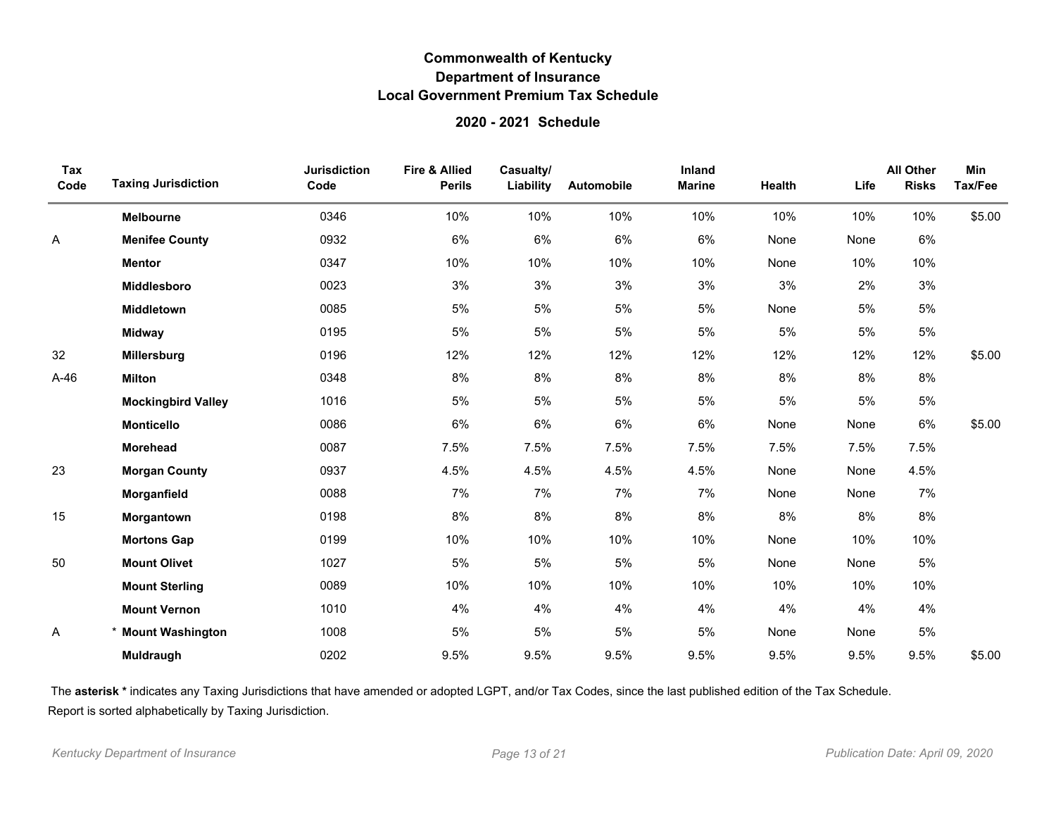# Commonwealth of Kentucky
## Department of Insurance
## Local Government Premium Tax Schedule

### 2020 - 2021 Schedule

| Tax Code | Taxing Jurisdiction | Jurisdiction Code | Fire & Allied Perils | Casualty/ Liability | Automobile | Inland Marine | Health | Life | All Other Risks | Min Tax/Fee |
|---|---|---|---|---|---|---|---|---|---|---|
| | **Melbourne** | 0346 | 10% | 10% | 10% | 10% | 10% | 10% | 10% | $5.00 |
| A | **Menifee County** | 0932 | 6% | 6% | 6% | 6% | None | None | 6% | |
| | **Mentor** | 0347 | 10% | 10% | 10% | 10% | None | 10% | 10% | |
| | **Middlesboro** | 0023 | 3% | 3% | 3% | 3% | 3% | 2% | 3% | |
| | **Middletown** | 0085 | 5% | 5% | 5% | 5% | None | 5% | 5% | |
| | **Midway** | 0195 | 5% | 5% | 5% | 5% | 5% | 5% | 5% | |
| 32 | **Millersburg** | 0196 | 12% | 12% | 12% | 12% | 12% | 12% | 12% | $5.00 |
| A-46 | **Milton** | 0348 | 8% | 8% | 8% | 8% | 8% | 8% | 8% | |
| | **Mockingbird Valley** | 1016 | 5% | 5% | 5% | 5% | 5% | 5% | 5% | |
| | **Monticello** | 0086 | 6% | 6% | 6% | 6% | None | None | 6% | $5.00 |
| | **Morehead** | 0087 | 7.5% | 7.5% | 7.5% | 7.5% | 7.5% | 7.5% | 7.5% | |
| 23 | **Morgan County** | 0937 | 4.5% | 4.5% | 4.5% | 4.5% | None | None | 4.5% | |
| | **Morganfield** | 0088 | 7% | 7% | 7% | 7% | None | None | 7% | |
| 15 | **Morgantown** | 0198 | 8% | 8% | 8% | 8% | 8% | 8% | 8% | |
| | **Mortons Gap** | 0199 | 10% | 10% | 10% | 10% | None | 10% | 10% | |
| 50 | **Mount Olivet** | 1027 | 5% | 5% | 5% | 5% | None | None | 5% | |
| | **Mount Sterling** | 0089 | 10% | 10% | 10% | 10% | 10% | 10% | 10% | |
| | **Mount Vernon** | 1010 | 4% | 4% | 4% | 4% | 4% | 4% | 4% | |
| A | * **Mount Washington** | 1008 | 5% | 5% | 5% | 5% | None | None | 5% | |
| | **Muldraugh** | 0202 | 9.5% | 9.5% | 9.5% | 9.5% | 9.5% | 9.5% | 9.5% | $5.00 |

The **asterisk *** indicates any Taxing Jurisdictions that have amended or adopted LGPT, and/or Tax Codes, since the last published edition of the Tax Schedule.

Report is sorted alphabetically by Taxing Jurisdiction.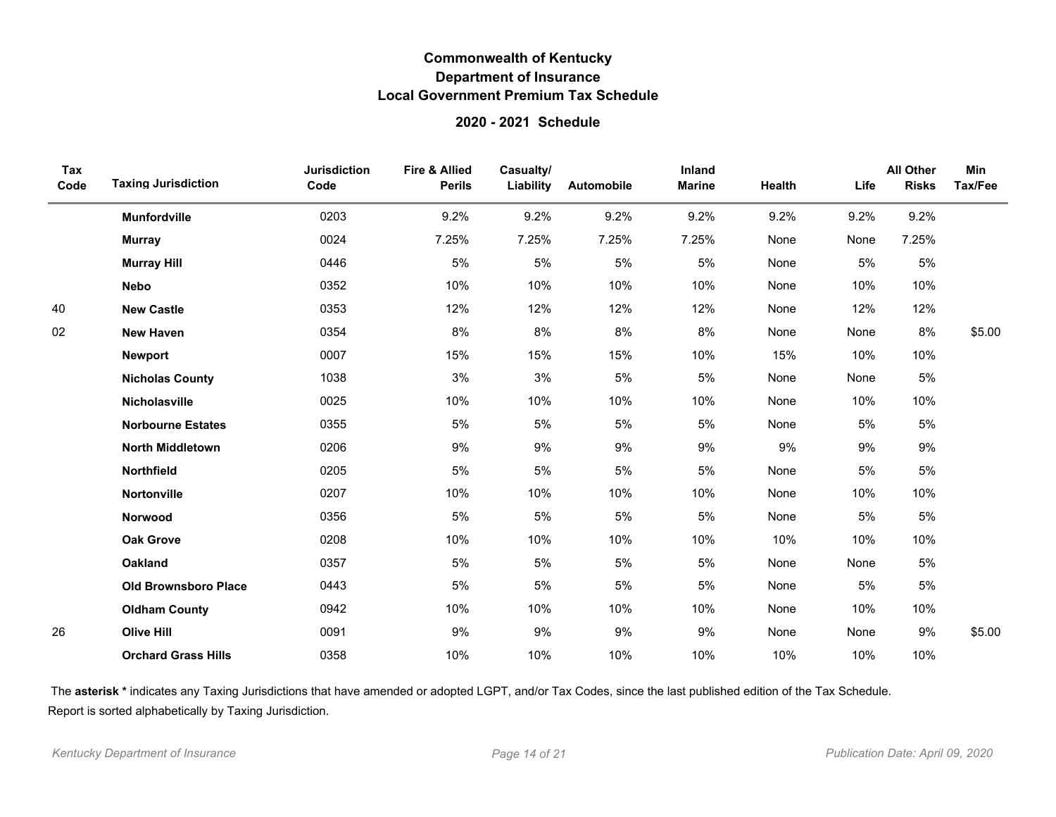# Commonwealth of Kentucky
## Department of Insurance
## Local Government Premium Tax Schedule

### 2020 - 2021 Schedule

| Tax Code | Taxing Jurisdiction | Jurisdiction Code | Fire & Allied Perils | Casualty/ Liability | Automobile | Inland Marine | Health | Life | All Other Risks | Min Tax/Fee |
|---|---|---|---|---|---|---|---|---|---|---|
| | **Munfordville** | 0203 | 9.2% | 9.2% | 9.2% | 9.2% | 9.2% | 9.2% | 9.2% | |
| | **Murray** | 0024 | 7.25% | 7.25% | 7.25% | 7.25% | None | None | 7.25% | |
| | **Murray Hill** | 0446 | 5% | 5% | 5% | 5% | None | 5% | 5% | |
| | **Nebo** | 0352 | 10% | 10% | 10% | 10% | None | 10% | 10% | |
| 40 | **New Castle** | 0353 | 12% | 12% | 12% | 12% | None | 12% | 12% | |
| 02 | **New Haven** | 0354 | 8% | 8% | 8% | 8% | None | None | 8% | $5.00 |
| | **Newport** | 0007 | 15% | 15% | 15% | 10% | 15% | 10% | 10% | |
| | **Nicholas County** | 1038 | 3% | 3% | 5% | 5% | None | None | 5% | |
| | **Nicholasville** | 0025 | 10% | 10% | 10% | 10% | None | 10% | 10% | |
| | **Norbourne Estates** | 0355 | 5% | 5% | 5% | 5% | None | 5% | 5% | |
| | **North Middletown** | 0206 | 9% | 9% | 9% | 9% | 9% | 9% | 9% | |
| | **Northfield** | 0205 | 5% | 5% | 5% | 5% | None | 5% | 5% | |
| | **Nortonville** | 0207 | 10% | 10% | 10% | 10% | None | 10% | 10% | |
| | **Norwood** | 0356 | 5% | 5% | 5% | 5% | None | 5% | 5% | |
| | **Oak Grove** | 0208 | 10% | 10% | 10% | 10% | 10% | 10% | 10% | |
| | **Oakland** | 0357 | 5% | 5% | 5% | 5% | None | None | 5% | |
| | **Old Brownsboro Place** | 0443 | 5% | 5% | 5% | 5% | None | 5% | 5% | |
| | **Oldham County** | 0942 | 10% | 10% | 10% | 10% | None | 10% | 10% | |
| 26 | **Olive Hill** | 0091 | 9% | 9% | 9% | 9% | None | None | 9% | $5.00 |
| | **Orchard Grass Hills** | 0358 | 10% | 10% | 10% | 10% | 10% | 10% | 10% | |

The **asterisk *** indicates any Taxing Jurisdictions that have amended or adopted LGPT, and/or Tax Codes, since the last published edition of the Tax Schedule.

Report is sorted alphabetically by Taxing Jurisdiction.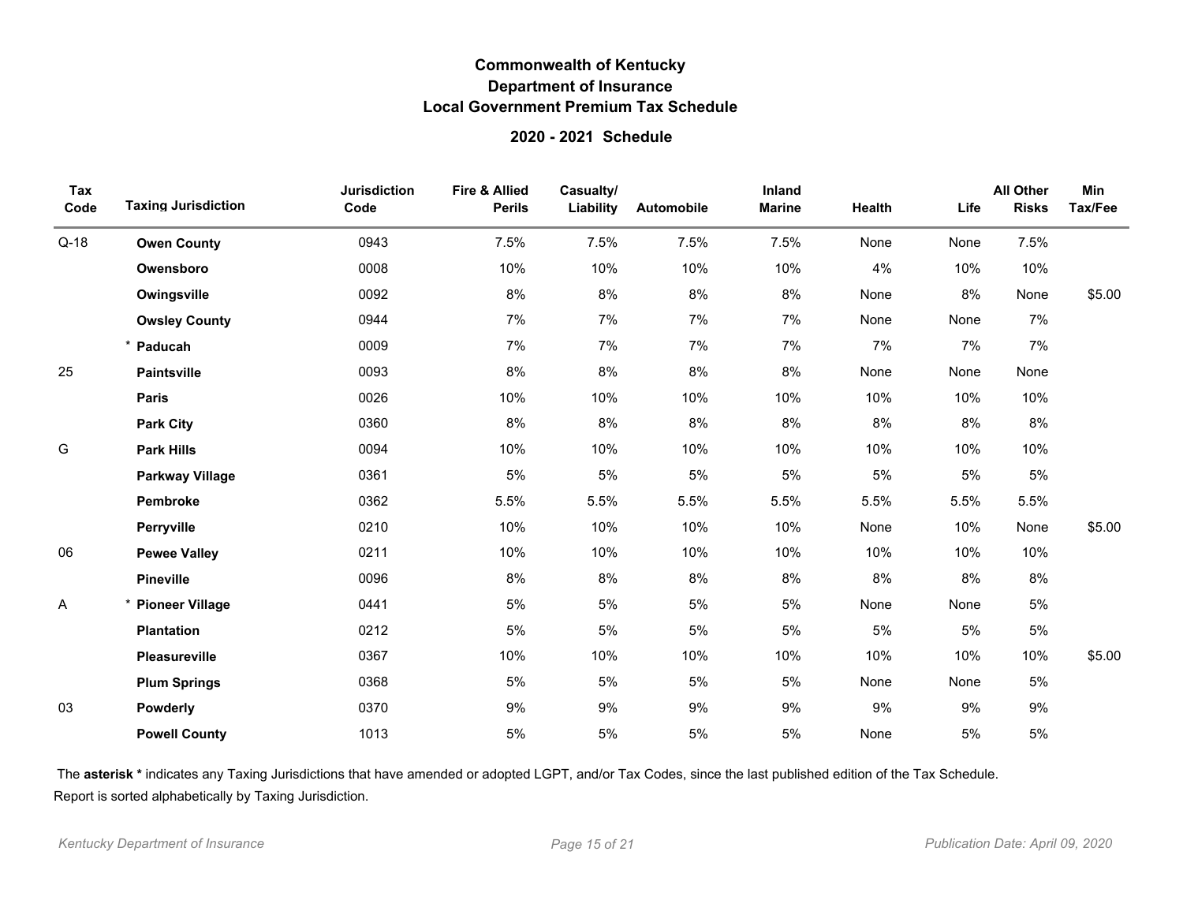# Commonwealth of Kentucky
## Department of Insurance
## Local Government Premium Tax Schedule

### 2020 - 2021 Schedule

| Tax Code | Taxing Jurisdiction | Jurisdiction Code | Fire & Allied Perils | Casualty/ Liability | Automobile | Inland Marine | Health | Life | All Other Risks | Min Tax/Fee |
|---|---|---|---|---|---|---|---|---|---|---|
| Q-18 | **Owen County** | 0943 | 7.5% | 7.5% | 7.5% | 7.5% | None | None | 7.5% | |
| | **Owensboro** | 0008 | 10% | 10% | 10% | 10% | 4% | 10% | 10% | |
| | **Owingsville** | 0092 | 8% | 8% | 8% | 8% | None | 8% | None | $5.00 |
| | **Owsley County** | 0944 | 7% | 7% | 7% | 7% | None | None | 7% | |
| | * **Paducah** | 0009 | 7% | 7% | 7% | 7% | 7% | 7% | 7% | |
| 25 | **Paintsville** | 0093 | 8% | 8% | 8% | 8% | None | None | None | |
| | **Paris** | 0026 | 10% | 10% | 10% | 10% | 10% | 10% | 10% | |
| | **Park City** | 0360 | 8% | 8% | 8% | 8% | 8% | 8% | 8% | |
| G | **Park Hills** | 0094 | 10% | 10% | 10% | 10% | 10% | 10% | 10% | |
| | **Parkway Village** | 0361 | 5% | 5% | 5% | 5% | 5% | 5% | 5% | |
| | **Pembroke** | 0362 | 5.5% | 5.5% | 5.5% | 5.5% | 5.5% | 5.5% | 5.5% | |
| | **Perryville** | 0210 | 10% | 10% | 10% | 10% | None | 10% | None | $5.00 |
| 06 | **Pewee Valley** | 0211 | 10% | 10% | 10% | 10% | 10% | 10% | 10% | |
| | **Pineville** | 0096 | 8% | 8% | 8% | 8% | 8% | 8% | 8% | |
| A | * **Pioneer Village** | 0441 | 5% | 5% | 5% | 5% | None | None | 5% | |
| | **Plantation** | 0212 | 5% | 5% | 5% | 5% | 5% | 5% | 5% | |
| | **Pleasureville** | 0367 | 10% | 10% | 10% | 10% | 10% | 10% | 10% | $5.00 |
| | **Plum Springs** | 0368 | 5% | 5% | 5% | 5% | None | None | 5% | |
| 03 | **Powderly** | 0370 | 9% | 9% | 9% | 9% | 9% | 9% | 9% | |
| | **Powell County** | 1013 | 5% | 5% | 5% | 5% | None | 5% | 5% | |

The **asterisk *** indicates any Taxing Jurisdictions that have amended or adopted LGPT, and/or Tax Codes, since the last published edition of the Tax Schedule.

Report is sorted alphabetically by Taxing Jurisdiction.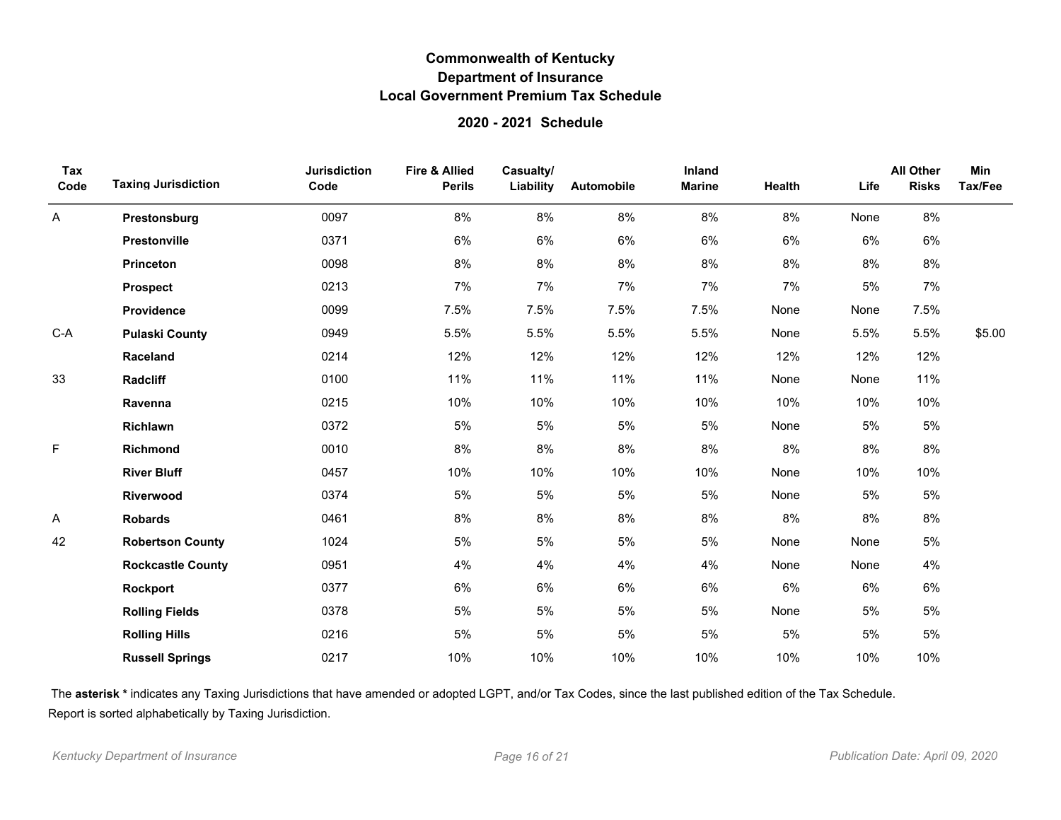# Commonwealth of Kentucky
## Department of Insurance
## Local Government Premium Tax Schedule

### 2020 - 2021 Schedule

| Tax Code | Taxing Jurisdiction | Jurisdiction Code | Fire & Allied Perils | Casualty/ Liability | Automobile | Inland Marine | Health | Life | All Other Risks | Min Tax/Fee |
|---|---|---|---|---|---|---|---|---|---|---|
| A | **Prestonsburg** | 0097 | 8% | 8% | 8% | 8% | 8% | None | 8% | |
| | **Prestonville** | 0371 | 6% | 6% | 6% | 6% | 6% | 6% | 6% | |
| | **Princeton** | 0098 | 8% | 8% | 8% | 8% | 8% | 8% | 8% | |
| | **Prospect** | 0213 | 7% | 7% | 7% | 7% | 7% | 5% | 7% | |
| | **Providence** | 0099 | 7.5% | 7.5% | 7.5% | 7.5% | None | None | 7.5% | |
| C-A | **Pulaski County** | 0949 | 5.5% | 5.5% | 5.5% | 5.5% | None | 5.5% | 5.5% | $5.00 |
| | **Raceland** | 0214 | 12% | 12% | 12% | 12% | 12% | 12% | 12% | |
| 33 | **Radcliff** | 0100 | 11% | 11% | 11% | 11% | None | None | 11% | |
| | **Ravenna** | 0215 | 10% | 10% | 10% | 10% | 10% | 10% | 10% | |
| | **Richlawn** | 0372 | 5% | 5% | 5% | 5% | None | 5% | 5% | |
| F | **Richmond** | 0010 | 8% | 8% | 8% | 8% | 8% | 8% | 8% | |
| | **River Bluff** | 0457 | 10% | 10% | 10% | 10% | None | 10% | 10% | |
| | **Riverwood** | 0374 | 5% | 5% | 5% | 5% | None | 5% | 5% | |
| A | **Robards** | 0461 | 8% | 8% | 8% | 8% | 8% | 8% | 8% | |
| 42 | **Robertson County** | 1024 | 5% | 5% | 5% | 5% | None | None | 5% | |
| | **Rockcastle County** | 0951 | 4% | 4% | 4% | 4% | None | None | 4% | |
| | **Rockport** | 0377 | 6% | 6% | 6% | 6% | 6% | 6% | 6% | |
| | **Rolling Fields** | 0378 | 5% | 5% | 5% | 5% | None | 5% | 5% | |
| | **Rolling Hills** | 0216 | 5% | 5% | 5% | 5% | 5% | 5% | 5% | |
| | **Russell Springs** | 0217 | 10% | 10% | 10% | 10% | 10% | 10% | 10% | |

The **asterisk *** indicates any Taxing Jurisdictions that have amended or adopted LGPT, and/or Tax Codes, since the last published edition of the Tax Schedule.

Report is sorted alphabetically by Taxing Jurisdiction.

*Kentucky Department of Insurance* *Publication Date: April 09, 2020*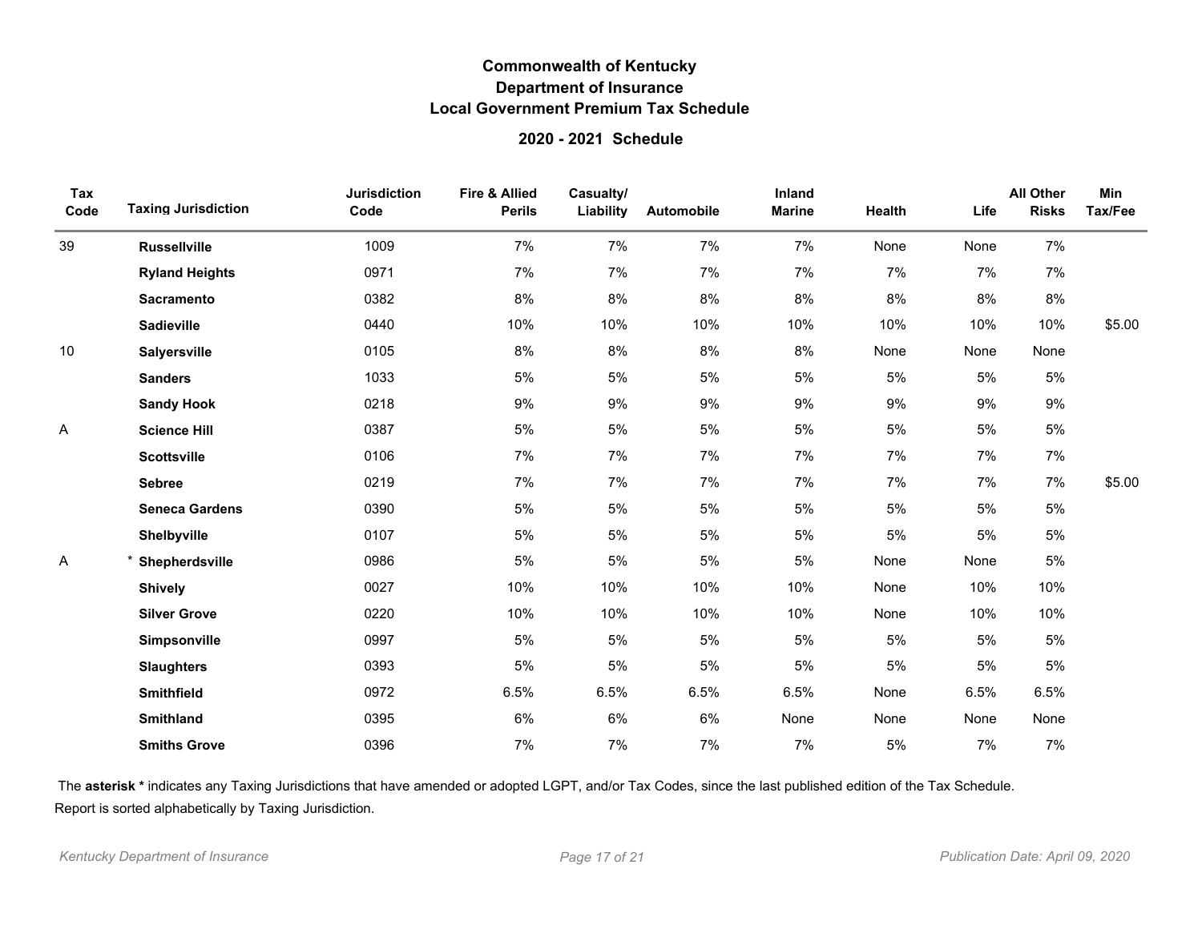# Commonwealth of Kentucky
## Department of Insurance
## Local Government Premium Tax Schedule

### 2020 - 2021 Schedule

| Tax Code | Taxing Jurisdiction | Jurisdiction Code | Fire & Allied Perils | Casualty/ Liability | Automobile | Inland Marine | Health | Life | All Other Risks | Min Tax/Fee |
|---|---|---|---|---|---|---|---|---|---|---|
| 39 | **Russellville** | 1009 | 7% | 7% | 7% | 7% | None | None | 7% | |
| | **Ryland Heights** | 0971 | 7% | 7% | 7% | 7% | 7% | 7% | 7% | |
| | **Sacramento** | 0382 | 8% | 8% | 8% | 8% | 8% | 8% | 8% | |
| | **Sadieville** | 0440 | 10% | 10% | 10% | 10% | 10% | 10% | 10% | $5.00 |
| 10 | **Salyersville** | 0105 | 8% | 8% | 8% | 8% | None | None | None | |
| | **Sanders** | 1033 | 5% | 5% | 5% | 5% | 5% | 5% | 5% | |
| | **Sandy Hook** | 0218 | 9% | 9% | 9% | 9% | 9% | 9% | 9% | |
| A | **Science Hill** | 0387 | 5% | 5% | 5% | 5% | 5% | 5% | 5% | |
| | **Scottsville** | 0106 | 7% | 7% | 7% | 7% | 7% | 7% | 7% | |
| | **Sebree** | 0219 | 7% | 7% | 7% | 7% | 7% | 7% | 7% | $5.00 |
| | **Seneca Gardens** | 0390 | 5% | 5% | 5% | 5% | 5% | 5% | 5% | |
| | **Shelbyville** | 0107 | 5% | 5% | 5% | 5% | 5% | 5% | 5% | |
| A | * **Shepherdsville** | 0986 | 5% | 5% | 5% | 5% | None | None | 5% | |
| | **Shively** | 0027 | 10% | 10% | 10% | 10% | None | 10% | 10% | |
| | **Silver Grove** | 0220 | 10% | 10% | 10% | 10% | None | 10% | 10% | |
| | **Simpsonville** | 0997 | 5% | 5% | 5% | 5% | 5% | 5% | 5% | |
| | **Slaughters** | 0393 | 5% | 5% | 5% | 5% | 5% | 5% | 5% | |
| | **Smithfield** | 0972 | 6.5% | 6.5% | 6.5% | 6.5% | None | 6.5% | 6.5% | |
| | **Smithland** | 0395 | 6% | 6% | 6% | None | None | None | None | |
| | **Smiths Grove** | 0396 | 7% | 7% | 7% | 7% | 5% | 7% | 7% | |

The **asterisk *** indicates any Taxing Jurisdictions that have amended or adopted LGPT, and/or Tax Codes, since the last published edition of the Tax Schedule.
Report is sorted alphabetically by Taxing Jurisdiction.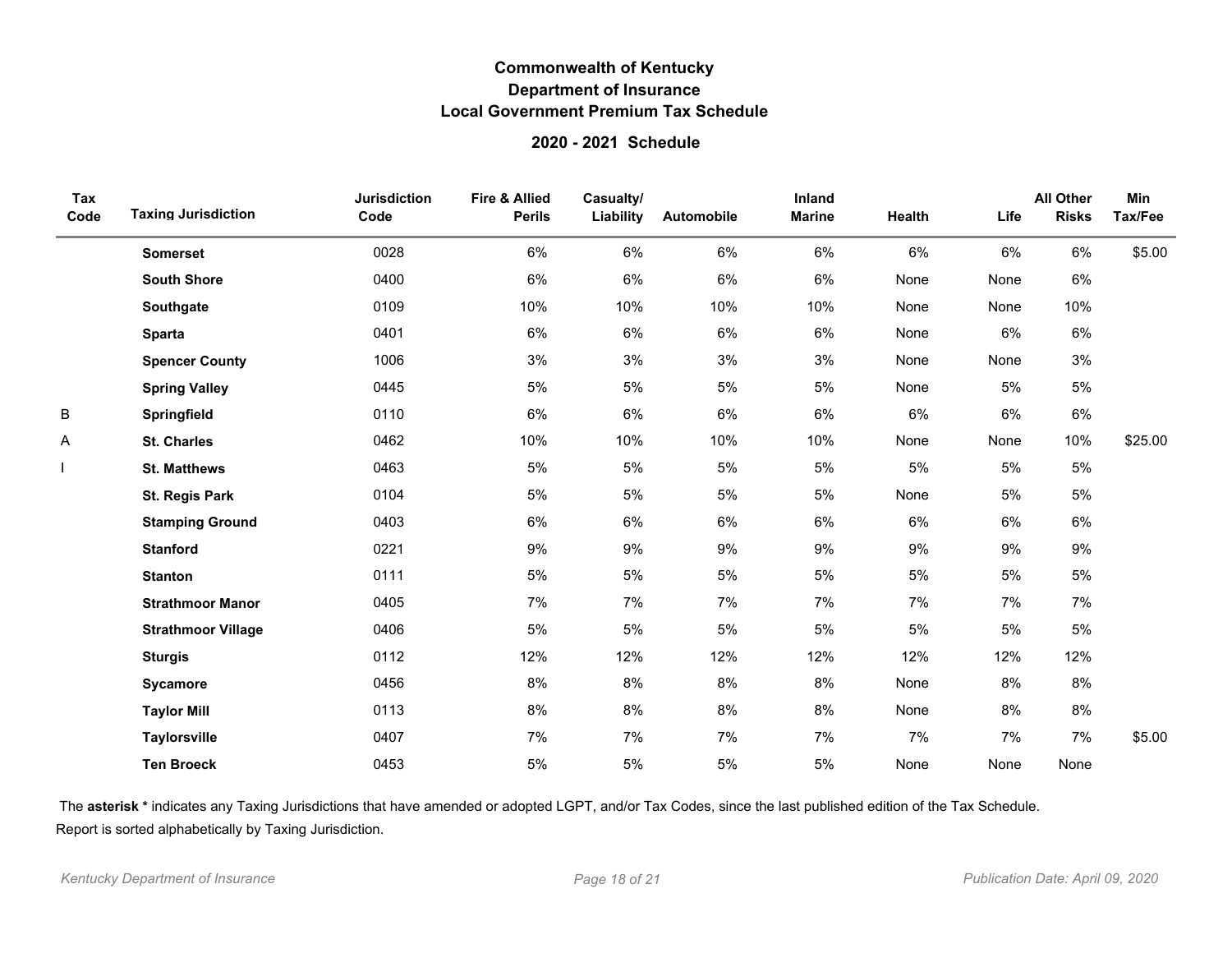# Commonwealth of Kentucky
## Department of Insurance
## Local Government Premium Tax Schedule

### 2020 - 2021 Schedule

| Tax Code | Taxing Jurisdiction | Jurisdiction Code | Fire & Allied Perils | Casualty/ Liability | Automobile | Inland Marine | Health | Life | All Other Risks | Min Tax/Fee |
|---|---|---|---|---|---|---|---|---|---|---|
| | **Somerset** | 0028 | 6% | 6% | 6% | 6% | 6% | 6% | 6% | $5.00 |
| | **South Shore** | 0400 | 6% | 6% | 6% | 6% | None | None | 6% | |
| | **Southgate** | 0109 | 10% | 10% | 10% | 10% | None | None | 10% | |
| | **Sparta** | 0401 | 6% | 6% | 6% | 6% | None | 6% | 6% | |
| | **Spencer County** | 1006 | 3% | 3% | 3% | 3% | None | None | 3% | |
| | **Spring Valley** | 0445 | 5% | 5% | 5% | 5% | None | 5% | 5% | |
| B | **Springfield** | 0110 | 6% | 6% | 6% | 6% | 6% | 6% | 6% | |
| A | **St. Charles** | 0462 | 10% | 10% | 10% | 10% | None | None | 10% | $25.00 |
| I | **St. Matthews** | 0463 | 5% | 5% | 5% | 5% | 5% | 5% | 5% | |
| | **St. Regis Park** | 0104 | 5% | 5% | 5% | 5% | None | 5% | 5% | |
| | **Stamping Ground** | 0403 | 6% | 6% | 6% | 6% | 6% | 6% | 6% | |
| | **Stanford** | 0221 | 9% | 9% | 9% | 9% | 9% | 9% | 9% | |
| | **Stanton** | 0111 | 5% | 5% | 5% | 5% | 5% | 5% | 5% | |
| | **Strathmoor Manor** | 0405 | 7% | 7% | 7% | 7% | 7% | 7% | 7% | |
| | **Strathmoor Village** | 0406 | 5% | 5% | 5% | 5% | 5% | 5% | 5% | |
| | **Sturgis** | 0112 | 12% | 12% | 12% | 12% | 12% | 12% | 12% | |
| | **Sycamore** | 0456 | 8% | 8% | 8% | 8% | None | 8% | 8% | |
| | **Taylor Mill** | 0113 | 8% | 8% | 8% | 8% | None | 8% | 8% | |
| | **Taylorsville** | 0407 | 7% | 7% | 7% | 7% | 7% | 7% | 7% | $5.00 |
| | **Ten Broeck** | 0453 | 5% | 5% | 5% | 5% | None | None | None | |

The **asterisk *** indicates any Taxing Jurisdictions that have amended or adopted LGPT, and/or Tax Codes, since the last published edition of the Tax Schedule.
Report is sorted alphabetically by Taxing Jurisdiction.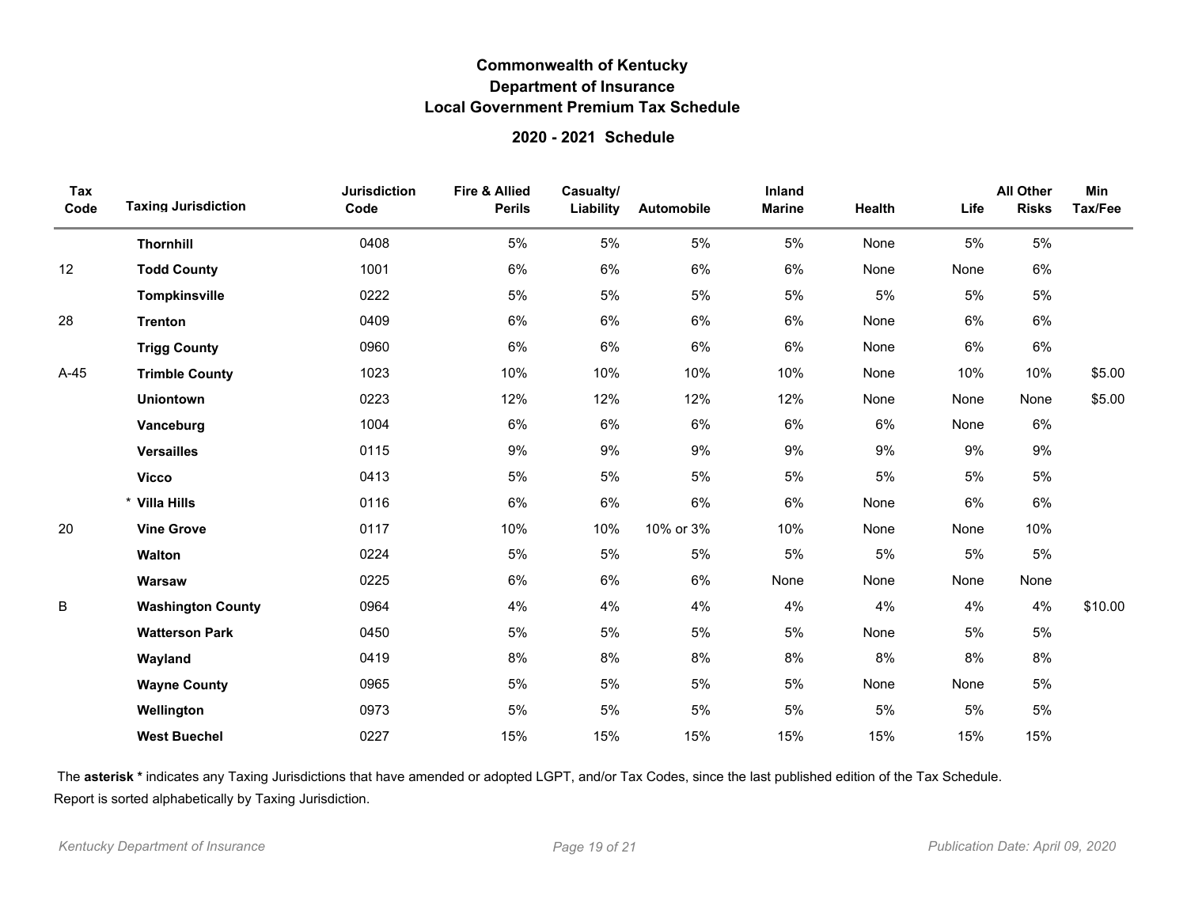# Commonwealth of Kentucky
## Department of Insurance
## Local Government Premium Tax Schedule

### 2020 - 2021 Schedule

| Tax Code | Taxing Jurisdiction | Jurisdiction Code | Fire & Allied Perils | Casualty/ Liability | Automobile | Inland Marine | Health | Life | All Other Risks | Min Tax/Fee |
|---|---|---|---|---|---|---|---|---|---|---|
| | **Thornhill** | 0408 | 5% | 5% | 5% | 5% | None | 5% | 5% | |
| 12 | **Todd County** | 1001 | 6% | 6% | 6% | 6% | None | None | 6% | |
| | **Tompkinsville** | 0222 | 5% | 5% | 5% | 5% | 5% | 5% | 5% | |
| 28 | **Trenton** | 0409 | 6% | 6% | 6% | 6% | None | 6% | 6% | |
| | **Trigg County** | 0960 | 6% | 6% | 6% | 6% | None | 6% | 6% | |
| A-45 | **Trimble County** | 1023 | 10% | 10% | 10% | 10% | None | 10% | 10% | $5.00 |
| | **Uniontown** | 0223 | 12% | 12% | 12% | 12% | None | None | None | $5.00 |
| | **Vanceburg** | 1004 | 6% | 6% | 6% | 6% | 6% | None | 6% | |
| | **Versailles** | 0115 | 9% | 9% | 9% | 9% | 9% | 9% | 9% | |
| | **Vicco** | 0413 | 5% | 5% | 5% | 5% | 5% | 5% | 5% | |
| | * **Villa Hills** | 0116 | 6% | 6% | 6% | 6% | None | 6% | 6% | |
| 20 | **Vine Grove** | 0117 | 10% | 10% | 10% or 3% | 10% | None | None | 10% | |
| | **Walton** | 0224 | 5% | 5% | 5% | 5% | 5% | 5% | 5% | |
| | **Warsaw** | 0225 | 6% | 6% | 6% | None | None | None | None | |
| B | **Washington County** | 0964 | 4% | 4% | 4% | 4% | 4% | 4% | 4% | $10.00 |
| | **Watterson Park** | 0450 | 5% | 5% | 5% | 5% | None | 5% | 5% | |
| | **Wayland** | 0419 | 8% | 8% | 8% | 8% | 8% | 8% | 8% | |
| | **Wayne County** | 0965 | 5% | 5% | 5% | 5% | None | None | 5% | |
| | **Wellington** | 0973 | 5% | 5% | 5% | 5% | 5% | 5% | 5% | |
| | **West Buechel** | 0227 | 15% | 15% | 15% | 15% | 15% | 15% | 15% | |

The **asterisk *** indicates any Taxing Jurisdictions that have amended or adopted LGPT, and/or Tax Codes, since the last published edition of the Tax Schedule.

Report is sorted alphabetically by Taxing Jurisdiction.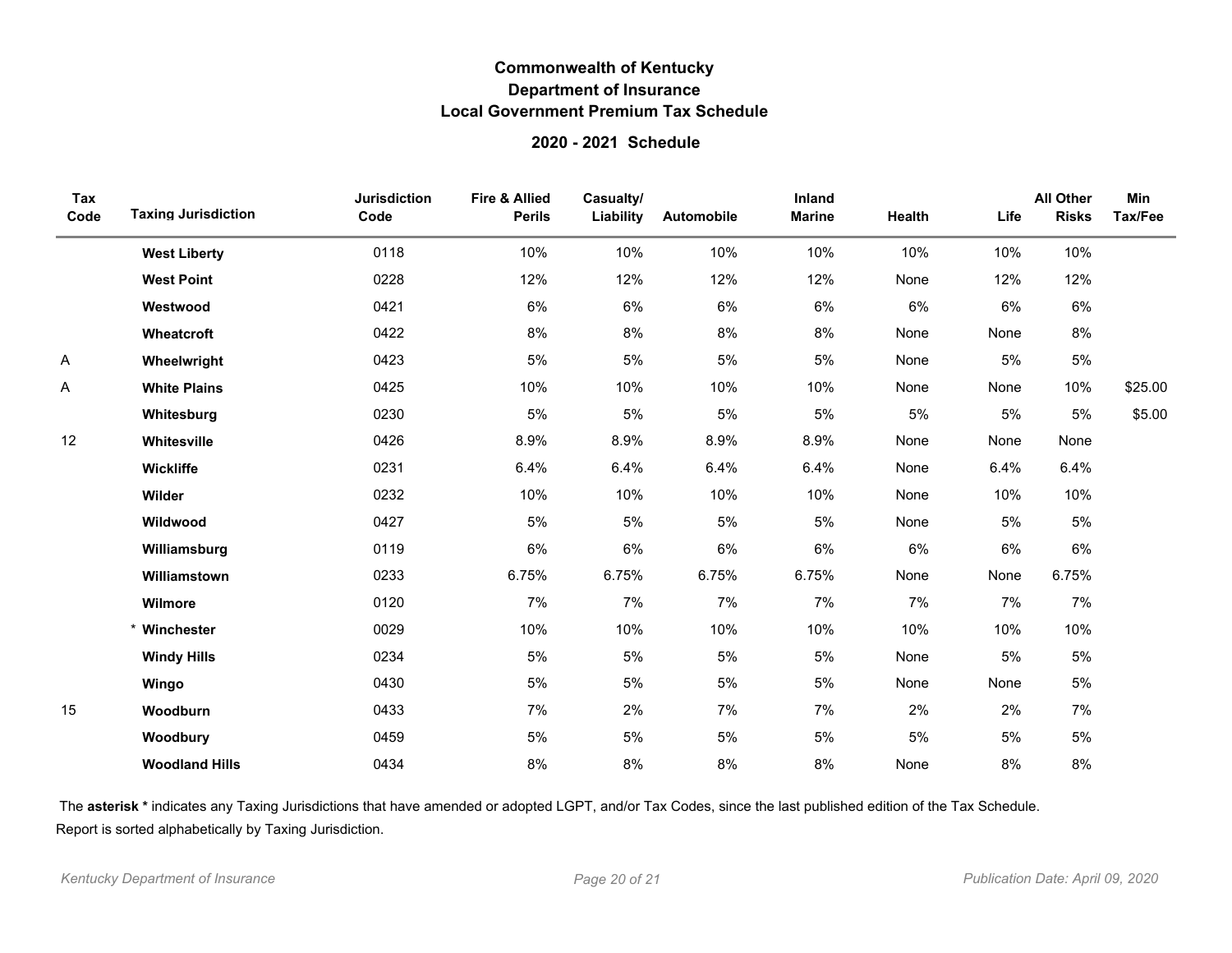**Commonwealth of Kentucky**
**Department of Insurance**
**Local Government Premium Tax Schedule**

**2020 - 2021 Schedule**

| Tax Code | Taxing Jurisdiction | Jurisdiction Code | Fire & Allied Perils | Casualty/ Liability | Automobile | Inland Marine | Health | Life | All Other Risks | Min Tax/Fee |
|---|---|---|---|---|---|---|---|---|---|---|
| | **West Liberty** | 0118 | 10% | 10% | 10% | 10% | 10% | 10% | 10% | |
| | **West Point** | 0228 | 12% | 12% | 12% | 12% | None | 12% | 12% | |
| | **Westwood** | 0421 | 6% | 6% | 6% | 6% | 6% | 6% | 6% | |
| | **Wheatcroft** | 0422 | 8% | 8% | 8% | 8% | None | None | 8% | |
| A | **Wheelwright** | 0423 | 5% | 5% | 5% | 5% | None | 5% | 5% | |
| A | **White Plains** | 0425 | 10% | 10% | 10% | 10% | None | None | 10% | $25.00 |
| | **Whitesburg** | 0230 | 5% | 5% | 5% | 5% | 5% | 5% | 5% | $5.00 |
| 12 | **Whitesville** | 0426 | 8.9% | 8.9% | 8.9% | 8.9% | None | None | None | |
| | **Wickliffe** | 0231 | 6.4% | 6.4% | 6.4% | 6.4% | None | 6.4% | 6.4% | |
| | **Wilder** | 0232 | 10% | 10% | 10% | 10% | None | 10% | 10% | |
| | **Wildwood** | 0427 | 5% | 5% | 5% | 5% | None | 5% | 5% | |
| | **Williamsburg** | 0119 | 6% | 6% | 6% | 6% | 6% | 6% | 6% | |
| | **Williamstown** | 0233 | 6.75% | 6.75% | 6.75% | 6.75% | None | None | 6.75% | |
| | **Wilmore** | 0120 | 7% | 7% | 7% | 7% | 7% | 7% | 7% | |
| | * **Winchester** | 0029 | 10% | 10% | 10% | 10% | 10% | 10% | 10% | |
| | **Windy Hills** | 0234 | 5% | 5% | 5% | 5% | None | 5% | 5% | |
| | **Wingo** | 0430 | 5% | 5% | 5% | 5% | None | None | 5% | |
| 15 | **Woodburn** | 0433 | 7% | 2% | 7% | 7% | 2% | 2% | 7% | |
| | **Woodbury** | 0459 | 5% | 5% | 5% | 5% | 5% | 5% | 5% | |
| | **Woodland Hills** | 0434 | 8% | 8% | 8% | 8% | None | 8% | 8% | |

The **asterisk *** indicates any Taxing Jurisdictions that have amended or adopted LGPT, and/or Tax Codes, since the last published edition of the Tax Schedule.
Report is sorted alphabetically by Taxing Jurisdiction.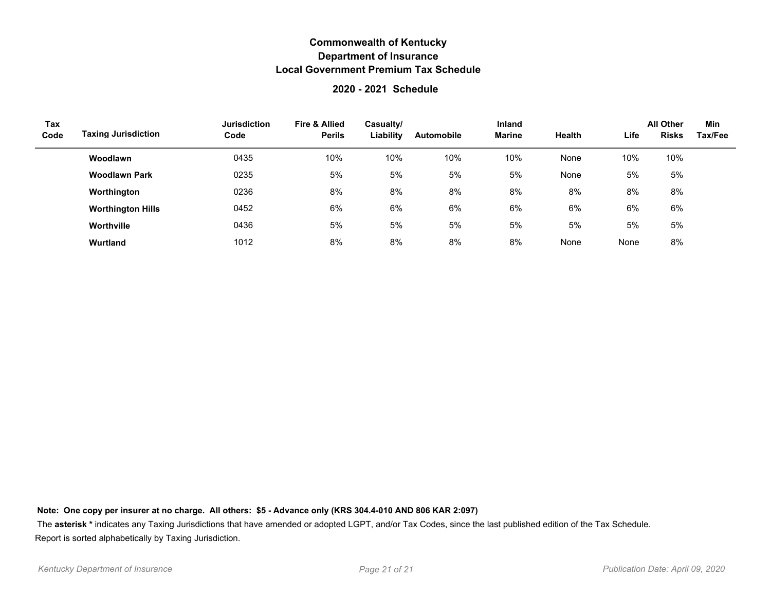**Commonwealth of Kentucky**
**Department of Insurance**
**Local Government Premium Tax Schedule**

**2020 - 2021 Schedule**

| Tax Code | Taxing Jurisdiction | Jurisdiction Code | Fire & Allied Perils | Casualty/ Liability | Automobile | Inland Marine | Health | Life | All Other Risks | Min Tax/Fee |
|---|---|---|---|---|---|---|---|---|---|---|
| | **Woodlawn** | 0435 | 10% | 10% | 10% | 10% | None | 10% | 10% | |
| | **Woodlawn Park** | 0235 | 5% | 5% | 5% | 5% | None | 5% | 5% | |
| | **Worthington** | 0236 | 8% | 8% | 8% | 8% | 8% | 8% | 8% | |
| | **Worthington Hills** | 0452 | 6% | 6% | 6% | 6% | 6% | 6% | 6% | |
| | **Worthville** | 0436 | 5% | 5% | 5% | 5% | 5% | 5% | 5% | |
| | **Wurtland** | 1012 | 8% | 8% | 8% | 8% | None | None | 8% | |

**Note: One copy per insurer at no charge. All others: $5 - Advance only (KRS 304.4-010 AND 806 KAR 2:097)**

The **asterisk *** indicates any Taxing Jurisdictions that have amended or adopted LGPT, and/or Tax Codes, since the last published edition of the Tax Schedule.

Report is sorted alphabetically by Taxing Jurisdiction.

*Kentucky Department of Insurance* *Publication Date: April 09, 2020*